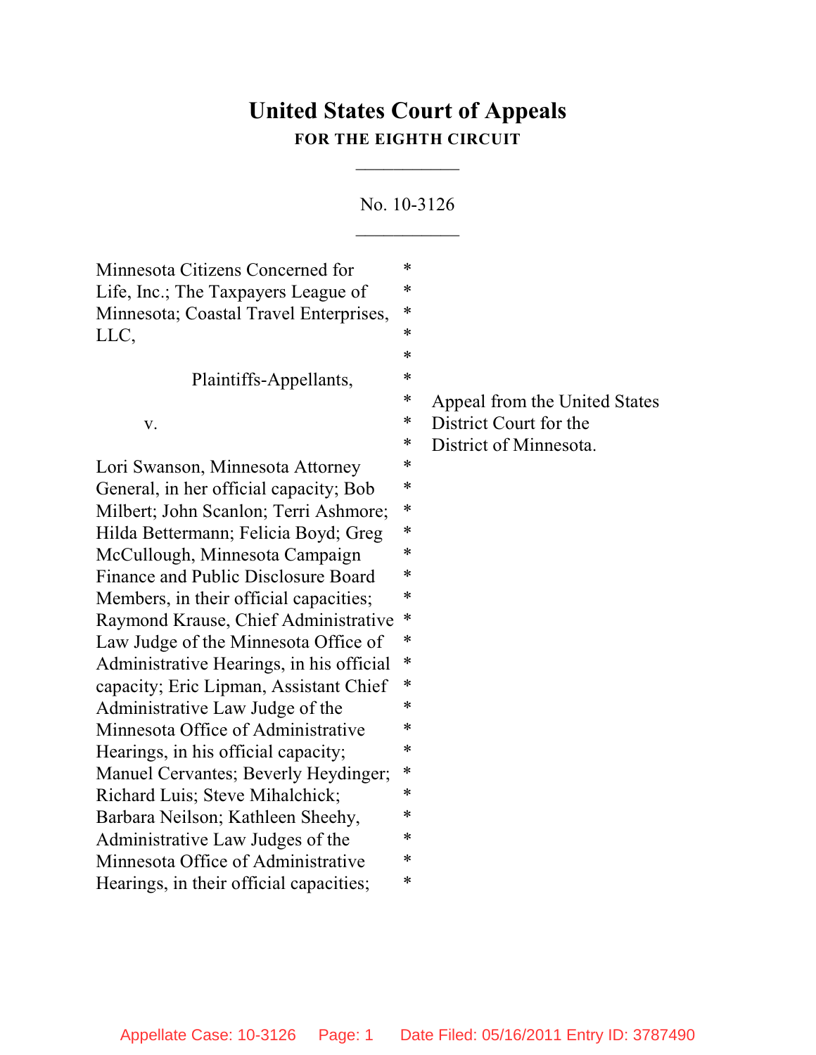# United States Court of Appeals
## FOR THE EIGHTH CIRCUIT

\_\_\_\_\_\_\_\_\_\_\_

No. 10-3126

\_\_\_\_\_\_\_\_\_\_\_

Minnesota Citizens Concerned for Life, Inc.; The Taxpayers League of Minnesota; Coastal Travel Enterprises, LLC,

Plaintiffs-Appellants,

v.

Lori Swanson, Minnesota Attorney General, in her official capacity; Bob Milbert; John Scanlon; Terri Ashmore; Hilda Bettermann; Felicia Boyd; Greg McCullough, Minnesota Campaign Finance and Public Disclosure Board Members, in their official capacities; Raymond Krause, Chief Administrative Law Judge of the Minnesota Office of Administrative Hearings, in his official capacity; Eric Lipman, Assistant Chief Administrative Law Judge of the Minnesota Office of Administrative Hearings, in his official capacity; Manuel Cervantes; Beverly Heydinger; Richard Luis; Steve Mihalchick; Barbara Neilson; Kathleen Sheehy, Administrative Law Judges of the Minnesota Office of Administrative Hearings, in their official capacities;

Appeal from the United States District Court for the District of Minnesota.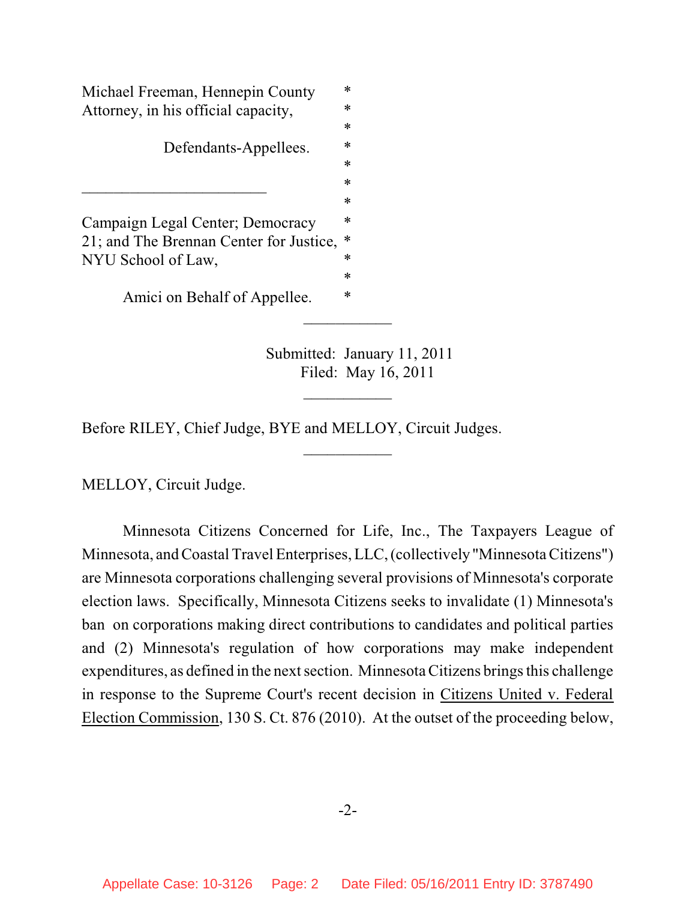Michael Freeman, Hennepin County Attorney, in his official capacity,

Defendants-Appellees.

---

Campaign Legal Center; Democracy 21; and The Brennan Center for Justice, NYU School of Law,

Amici on Behalf of Appellee.

---

Submitted: January 11, 2011
Filed: May 16, 2011

---

Before RILEY, Chief Judge, BYE and MELLOY, Circuit Judges.

---

MELLOY, Circuit Judge.

Minnesota Citizens Concerned for Life, Inc., The Taxpayers League of Minnesota, and Coastal Travel Enterprises, LLC, (collectively "Minnesota Citizens") are Minnesota corporations challenging several provisions of Minnesota's corporate election laws. Specifically, Minnesota Citizens seeks to invalidate (1) Minnesota's ban on corporations making direct contributions to candidates and political parties and (2) Minnesota's regulation of how corporations may make independent expenditures, as defined in the next section. Minnesota Citizens brings this challenge in response to the Supreme Court's recent decision in Citizens United v. Federal Election Commission, 130 S. Ct. 876 (2010). At the outset of the proceeding below,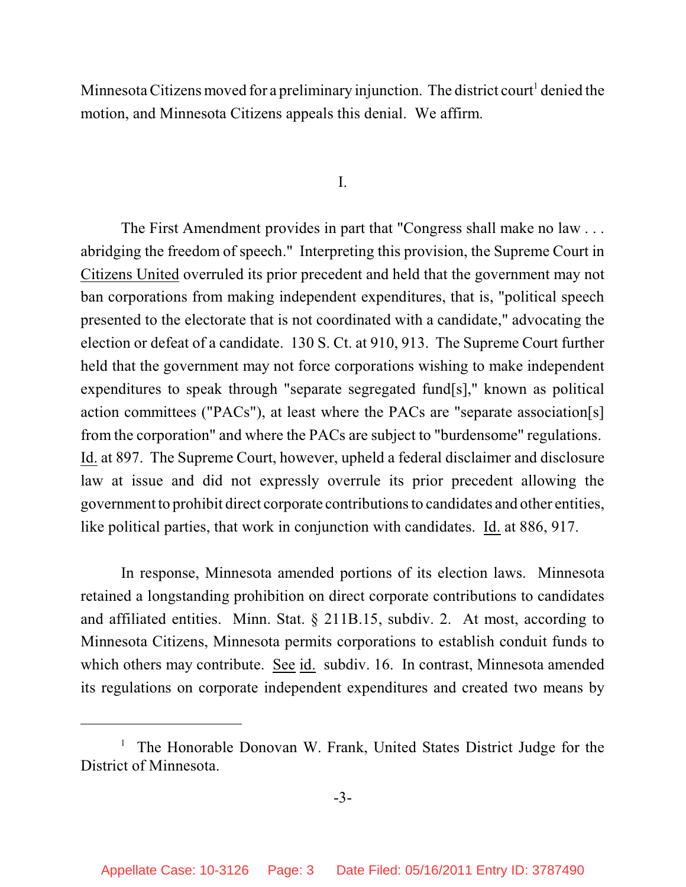Minnesota Citizens moved for a preliminary injunction. The district court[1] denied the motion, and Minnesota Citizens appeals this denial. We affirm.

I.

The First Amendment provides in part that "Congress shall make no law . . . abridging the freedom of speech." Interpreting this provision, the Supreme Court in Citizens United overruled its prior precedent and held that the government may not ban corporations from making independent expenditures, that is, "political speech presented to the electorate that is not coordinated with a candidate," advocating the election or defeat of a candidate. 130 S. Ct. at 910, 913. The Supreme Court further held that the government may not force corporations wishing to make independent expenditures to speak through "separate segregated fund[s]," known as political action committees ("PACs"), at least where the PACs are "separate association[s] from the corporation" and where the PACs are subject to "burdensome" regulations. Id. at 897. The Supreme Court, however, upheld a federal disclaimer and disclosure law at issue and did not expressly overrule its prior precedent allowing the government to prohibit direct corporate contributions to candidates and other entities, like political parties, that work in conjunction with candidates. Id. at 886, 917.

In response, Minnesota amended portions of its election laws. Minnesota retained a longstanding prohibition on direct corporate contributions to candidates and affiliated entities. Minn. Stat. § 211B.15, subdiv. 2. At most, according to Minnesota Citizens, Minnesota permits corporations to establish conduit funds to which others may contribute. See id. subdiv. 16. In contrast, Minnesota amended its regulations on corporate independent expenditures and created two means by

[1] The Honorable Donovan W. Frank, United States District Judge for the District of Minnesota.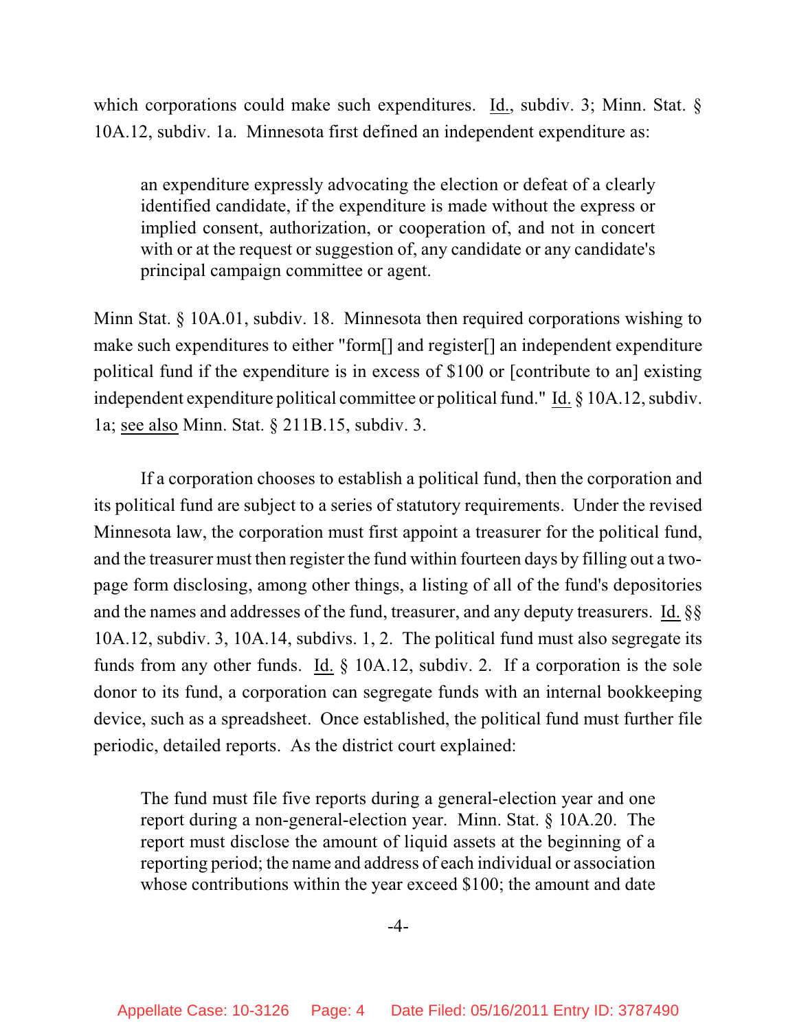which corporations could make such expenditures. Id., subdiv. 3; Minn. Stat. § 10A.12, subdiv. 1a. Minnesota first defined an independent expenditure as:

> an expenditure expressly advocating the election or defeat of a clearly identified candidate, if the expenditure is made without the express or implied consent, authorization, or cooperation of, and not in concert with or at the request or suggestion of, any candidate or any candidate's principal campaign committee or agent.

Minn Stat. § 10A.01, subdiv. 18. Minnesota then required corporations wishing to make such expenditures to either "form[] and register[] an independent expenditure political fund if the expenditure is in excess of $100 or [contribute to an] existing independent expenditure political committee or political fund." Id. § 10A.12, subdiv. 1a; see also Minn. Stat. § 211B.15, subdiv. 3.

If a corporation chooses to establish a political fund, then the corporation and its political fund are subject to a series of statutory requirements. Under the revised Minnesota law, the corporation must first appoint a treasurer for the political fund, and the treasurer must then register the fund within fourteen days by filling out a two-page form disclosing, among other things, a listing of all of the fund's depositories and the names and addresses of the fund, treasurer, and any deputy treasurers. Id. §§ 10A.12, subdiv. 3, 10A.14, subdivs. 1, 2. The political fund must also segregate its funds from any other funds. Id. § 10A.12, subdiv. 2. If a corporation is the sole donor to its fund, a corporation can segregate funds with an internal bookkeeping device, such as a spreadsheet. Once established, the political fund must further file periodic, detailed reports. As the district court explained:

> The fund must file five reports during a general-election year and one report during a non-general-election year. Minn. Stat. § 10A.20. The report must disclose the amount of liquid assets at the beginning of a reporting period; the name and address of each individual or association whose contributions within the year exceed $100; the amount and date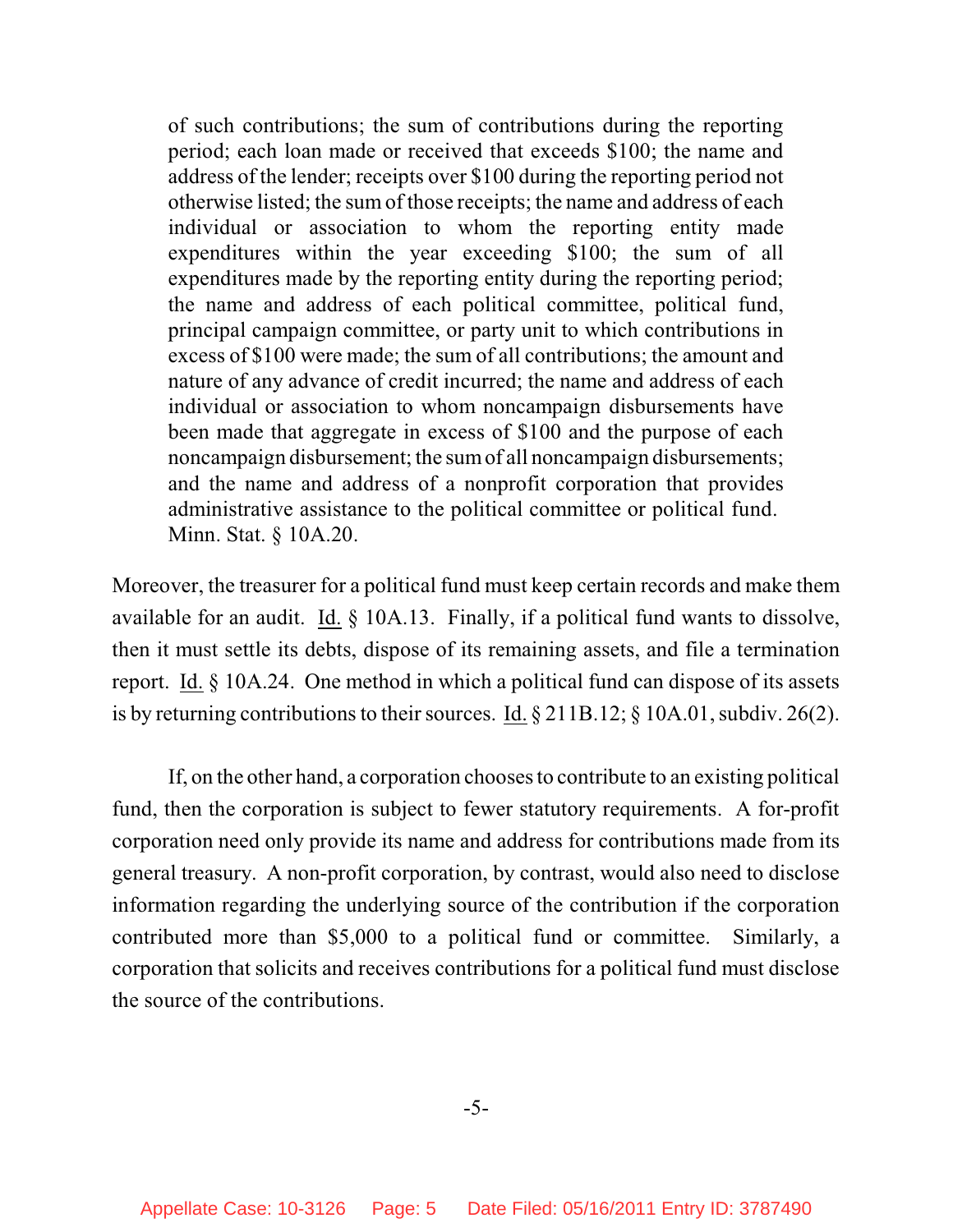> of such contributions; the sum of contributions during the reporting period; each loan made or received that exceeds $100; the name and address of the lender; receipts over $100 during the reporting period not otherwise listed; the sum of those receipts; the name and address of each individual or association to whom the reporting entity made expenditures within the year exceeding $100; the sum of all expenditures made by the reporting entity during the reporting period; the name and address of each political committee, political fund, principal campaign committee, or party unit to which contributions in excess of $100 were made; the sum of all contributions; the amount and nature of any advance of credit incurred; the name and address of each individual or association to whom noncampaign disbursements have been made that aggregate in excess of $100 and the purpose of each noncampaign disbursement; the sum of all noncampaign disbursements; and the name and address of a nonprofit corporation that provides administrative assistance to the political committee or political fund. Minn. Stat. § 10A.20.

Moreover, the treasurer for a political fund must keep certain records and make them available for an audit. Id. § 10A.13. Finally, if a political fund wants to dissolve, then it must settle its debts, dispose of its remaining assets, and file a termination report. Id. § 10A.24. One method in which a political fund can dispose of its assets is by returning contributions to their sources. Id. § 211B.12; § 10A.01, subdiv. 26(2).

If, on the other hand, a corporation chooses to contribute to an existing political fund, then the corporation is subject to fewer statutory requirements. A for-profit corporation need only provide its name and address for contributions made from its general treasury. A non-profit corporation, by contrast, would also need to disclose information regarding the underlying source of the contribution if the corporation contributed more than $5,000 to a political fund or committee. Similarly, a corporation that solicits and receives contributions for a political fund must disclose the source of the contributions.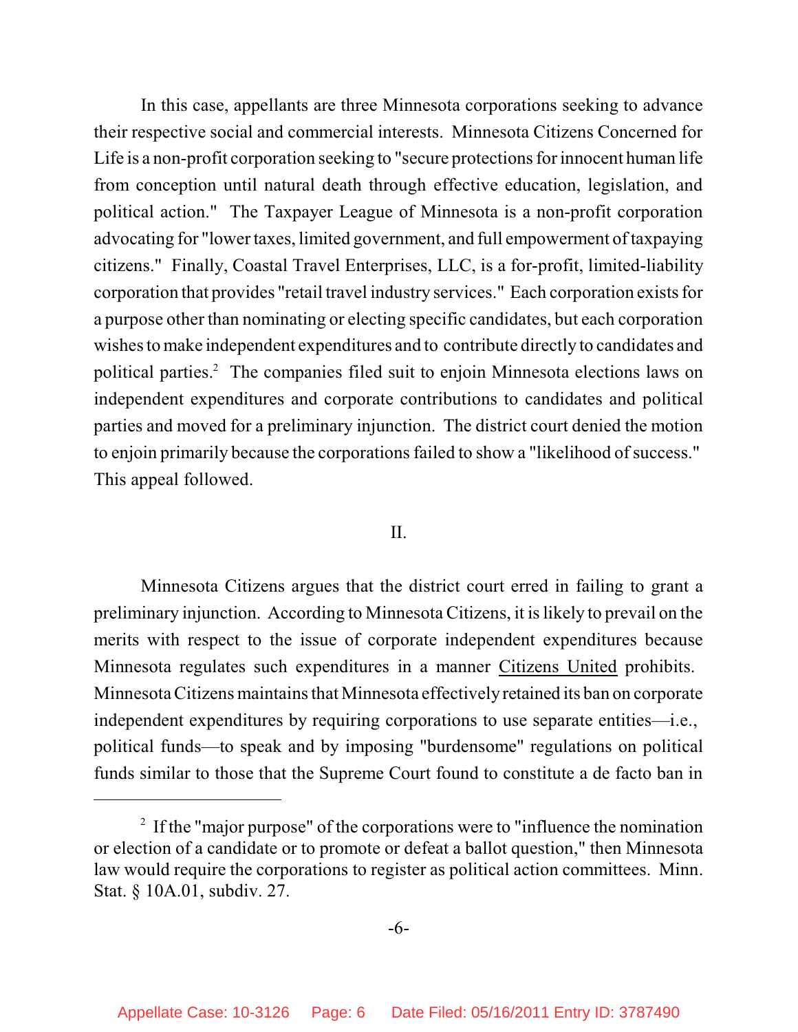In this case, appellants are three Minnesota corporations seeking to advance their respective social and commercial interests. Minnesota Citizens Concerned for Life is a non-profit corporation seeking to "secure protections for innocent human life from conception until natural death through effective education, legislation, and political action." The Taxpayer League of Minnesota is a non-profit corporation advocating for "lower taxes, limited government, and full empowerment of taxpaying citizens." Finally, Coastal Travel Enterprises, LLC, is a for-profit, limited-liability corporation that provides "retail travel industry services." Each corporation exists for a purpose other than nominating or electing specific candidates, but each corporation wishes to make independent expenditures and to contribute directly to candidates and political parties.[2] The companies filed suit to enjoin Minnesota elections laws on independent expenditures and corporate contributions to candidates and political parties and moved for a preliminary injunction. The district court denied the motion to enjoin primarily because the corporations failed to show a "likelihood of success." This appeal followed.

## II.

Minnesota Citizens argues that the district court erred in failing to grant a preliminary injunction. According to Minnesota Citizens, it is likely to prevail on the merits with respect to the issue of corporate independent expenditures because Minnesota regulates such expenditures in a manner Citizens United prohibits. Minnesota Citizens maintains that Minnesota effectively retained its ban on corporate independent expenditures by requiring corporations to use separate entities—i.e., political funds—to speak and by imposing "burdensome" regulations on political funds similar to those that the Supreme Court found to constitute a de facto ban in

---

[2] If the "major purpose" of the corporations were to "influence the nomination or election of a candidate or to promote or defeat a ballot question," then Minnesota law would require the corporations to register as political action committees. Minn. Stat. § 10A.01, subdiv. 27.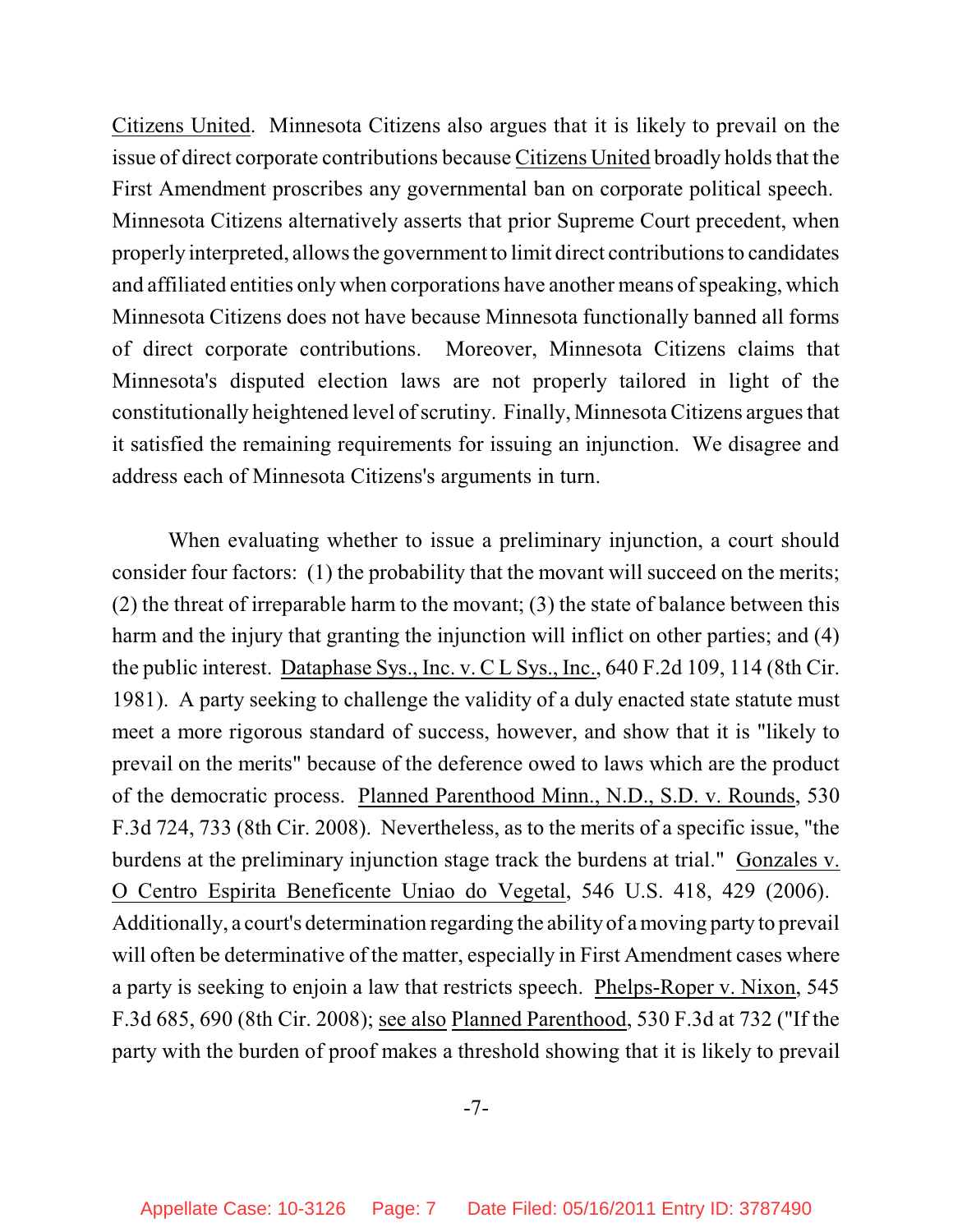Citizens United. Minnesota Citizens also argues that it is likely to prevail on the issue of direct corporate contributions because Citizens United broadly holds that the First Amendment proscribes any governmental ban on corporate political speech. Minnesota Citizens alternatively asserts that prior Supreme Court precedent, when properly interpreted, allows the government to limit direct contributions to candidates and affiliated entities only when corporations have another means of speaking, which Minnesota Citizens does not have because Minnesota functionally banned all forms of direct corporate contributions. Moreover, Minnesota Citizens claims that Minnesota's disputed election laws are not properly tailored in light of the constitutionally heightened level of scrutiny. Finally, Minnesota Citizens argues that it satisfied the remaining requirements for issuing an injunction. We disagree and address each of Minnesota Citizens's arguments in turn.

When evaluating whether to issue a preliminary injunction, a court should consider four factors: (1) the probability that the movant will succeed on the merits; (2) the threat of irreparable harm to the movant; (3) the state of balance between this harm and the injury that granting the injunction will inflict on other parties; and (4) the public interest. Dataphase Sys., Inc. v. C L Sys., Inc., 640 F.2d 109, 114 (8th Cir. 1981). A party seeking to challenge the validity of a duly enacted state statute must meet a more rigorous standard of success, however, and show that it is "likely to prevail on the merits" because of the deference owed to laws which are the product of the democratic process. Planned Parenthood Minn., N.D., S.D. v. Rounds, 530 F.3d 724, 733 (8th Cir. 2008). Nevertheless, as to the merits of a specific issue, "the burdens at the preliminary injunction stage track the burdens at trial." Gonzales v. O Centro Espirita Beneficente Uniao do Vegetal, 546 U.S. 418, 429 (2006). Additionally, a court's determination regarding the ability of a moving party to prevail will often be determinative of the matter, especially in First Amendment cases where a party is seeking to enjoin a law that restricts speech. Phelps-Roper v. Nixon, 545 F.3d 685, 690 (8th Cir. 2008); see also Planned Parenthood, 530 F.3d at 732 ("If the party with the burden of proof makes a threshold showing that it is likely to prevail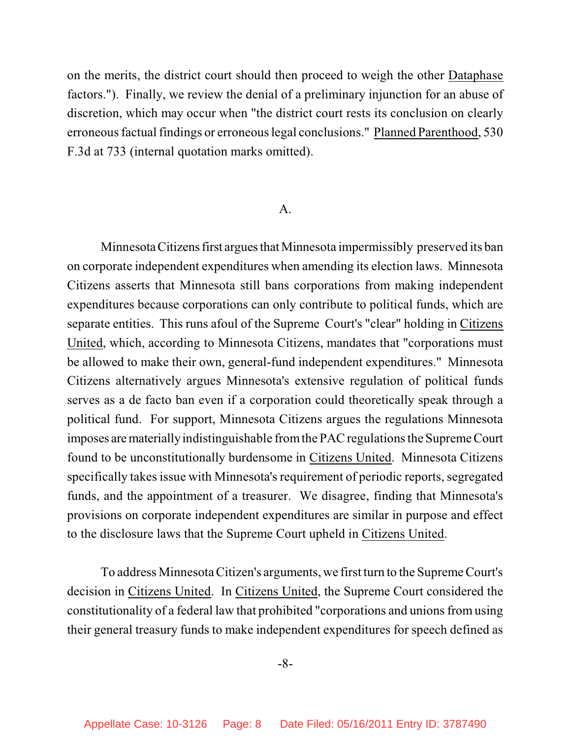on the merits, the district court should then proceed to weigh the other Dataphase factors."). Finally, we review the denial of a preliminary injunction for an abuse of discretion, which may occur when "the district court rests its conclusion on clearly erroneous factual findings or erroneous legal conclusions." Planned Parenthood, 530 F.3d at 733 (internal quotation marks omitted).

### A.

Minnesota Citizens first argues that Minnesota impermissibly preserved its ban on corporate independent expenditures when amending its election laws. Minnesota Citizens asserts that Minnesota still bans corporations from making independent expenditures because corporations can only contribute to political funds, which are separate entities. This runs afoul of the Supreme Court's "clear" holding in Citizens United, which, according to Minnesota Citizens, mandates that "corporations must be allowed to make their own, general-fund independent expenditures." Minnesota Citizens alternatively argues Minnesota's extensive regulation of political funds serves as a de facto ban even if a corporation could theoretically speak through a political fund. For support, Minnesota Citizens argues the regulations Minnesota imposes are materially indistinguishable from the PAC regulations the Supreme Court found to be unconstitutionally burdensome in Citizens United. Minnesota Citizens specifically takes issue with Minnesota's requirement of periodic reports, segregated funds, and the appointment of a treasurer. We disagree, finding that Minnesota's provisions on corporate independent expenditures are similar in purpose and effect to the disclosure laws that the Supreme Court upheld in Citizens United.

To address Minnesota Citizen's arguments, we first turn to the Supreme Court's decision in Citizens United. In Citizens United, the Supreme Court considered the constitutionality of a federal law that prohibited "corporations and unions from using their general treasury funds to make independent expenditures for speech defined as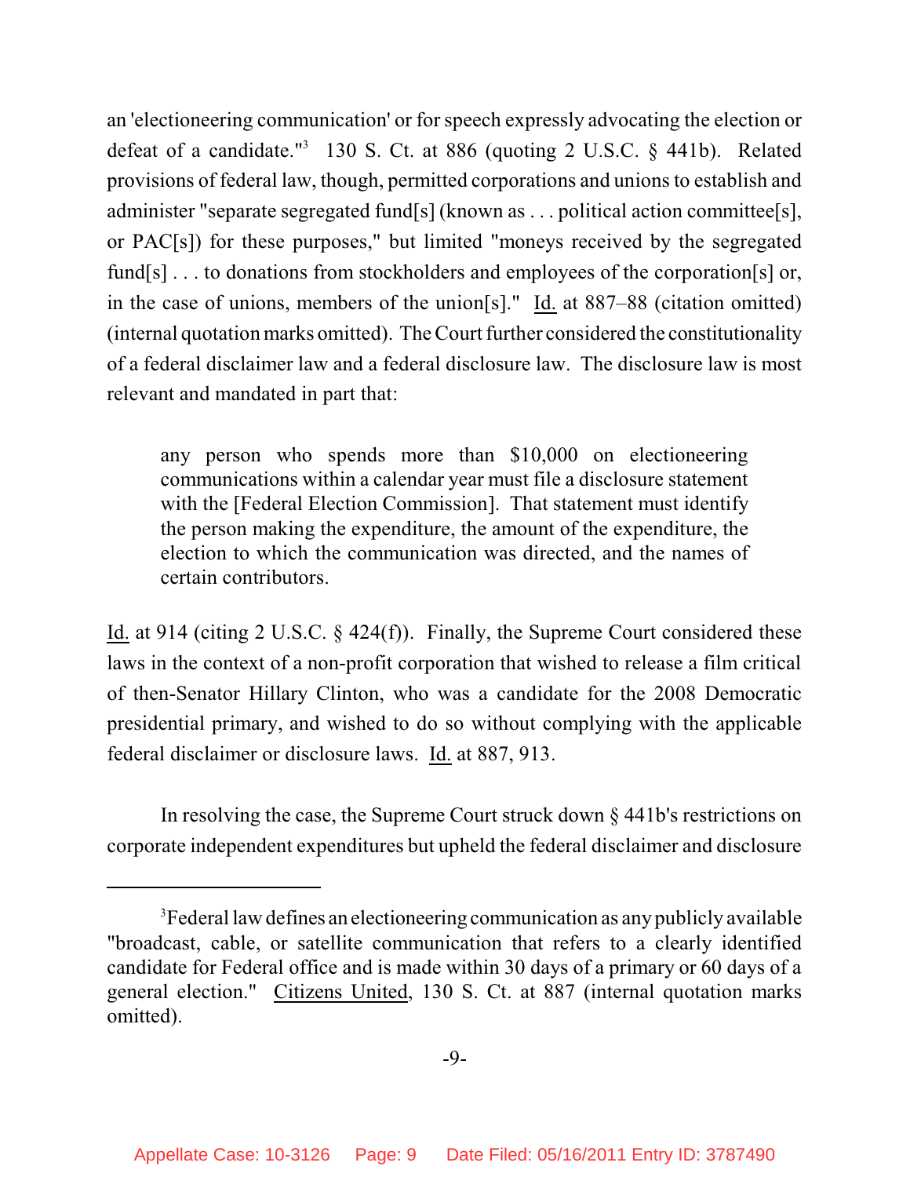an 'electioneering communication' or for speech expressly advocating the election or defeat of a candidate."[3] 130 S. Ct. at 886 (quoting 2 U.S.C. § 441b). Related provisions of federal law, though, permitted corporations and unions to establish and administer "separate segregated fund[s] (known as . . . political action committee[s], or PAC[s]) for these purposes," but limited "moneys received by the segregated fund[s] . . . to donations from stockholders and employees of the corporation[s] or, in the case of unions, members of the union[s]." Id. at 887–88 (citation omitted) (internal quotation marks omitted). The Court further considered the constitutionality of a federal disclaimer law and a federal disclosure law. The disclosure law is most relevant and mandated in part that:

> any person who spends more than $10,000 on electioneering communications within a calendar year must file a disclosure statement with the [Federal Election Commission]. That statement must identify the person making the expenditure, the amount of the expenditure, the election to which the communication was directed, and the names of certain contributors.

Id. at 914 (citing 2 U.S.C. § 424(f)). Finally, the Supreme Court considered these laws in the context of a non-profit corporation that wished to release a film critical of then-Senator Hillary Clinton, who was a candidate for the 2008 Democratic presidential primary, and wished to do so without complying with the applicable federal disclaimer or disclosure laws. Id. at 887, 913.

In resolving the case, the Supreme Court struck down § 441b's restrictions on corporate independent expenditures but upheld the federal disclaimer and disclosure

---

[3] Federal law defines an electioneering communication as any publicly available "broadcast, cable, or satellite communication that refers to a clearly identified candidate for Federal office and is made within 30 days of a primary or 60 days of a general election." Citizens United, 130 S. Ct. at 887 (internal quotation marks omitted).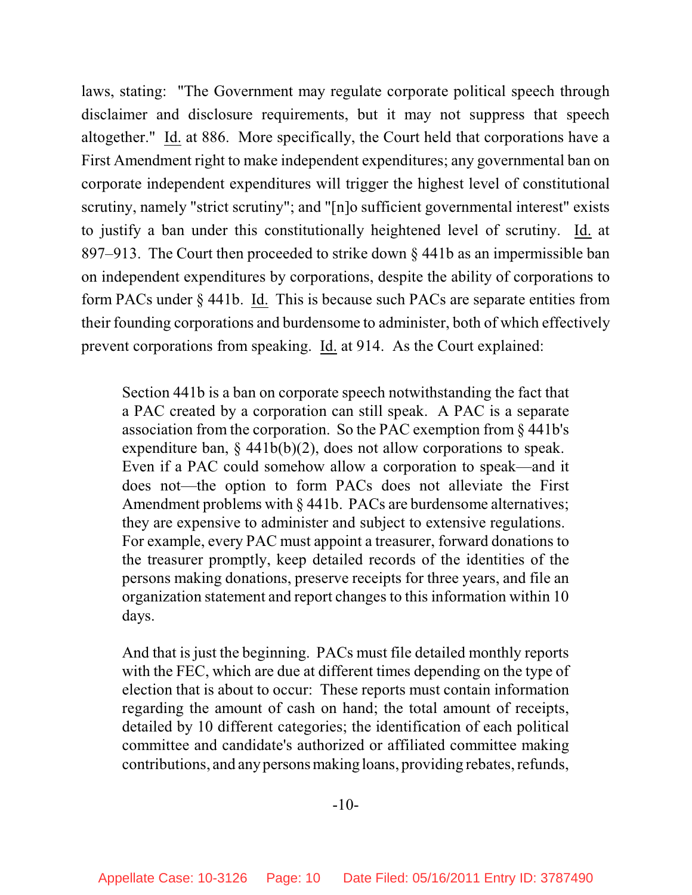laws, stating: "The Government may regulate corporate political speech through disclaimer and disclosure requirements, but it may not suppress that speech altogether." Id. at 886. More specifically, the Court held that corporations have a First Amendment right to make independent expenditures; any governmental ban on corporate independent expenditures will trigger the highest level of constitutional scrutiny, namely "strict scrutiny"; and "[n]o sufficient governmental interest" exists to justify a ban under this constitutionally heightened level of scrutiny. Id. at 897–913. The Court then proceeded to strike down § 441b as an impermissible ban on independent expenditures by corporations, despite the ability of corporations to form PACs under § 441b. Id. This is because such PACs are separate entities from their founding corporations and burdensome to administer, both of which effectively prevent corporations from speaking. Id. at 914. As the Court explained:

> Section 441b is a ban on corporate speech notwithstanding the fact that a PAC created by a corporation can still speak. A PAC is a separate association from the corporation. So the PAC exemption from § 441b's expenditure ban, § 441b(b)(2), does not allow corporations to speak. Even if a PAC could somehow allow a corporation to speak—and it does not—the option to form PACs does not alleviate the First Amendment problems with § 441b. PACs are burdensome alternatives; they are expensive to administer and subject to extensive regulations. For example, every PAC must appoint a treasurer, forward donations to the treasurer promptly, keep detailed records of the identities of the persons making donations, preserve receipts for three years, and file an organization statement and report changes to this information within 10 days.
>
> And that is just the beginning. PACs must file detailed monthly reports with the FEC, which are due at different times depending on the type of election that is about to occur: These reports must contain information regarding the amount of cash on hand; the total amount of receipts, detailed by 10 different categories; the identification of each political committee and candidate's authorized or affiliated committee making contributions, and any persons making loans, providing rebates, refunds,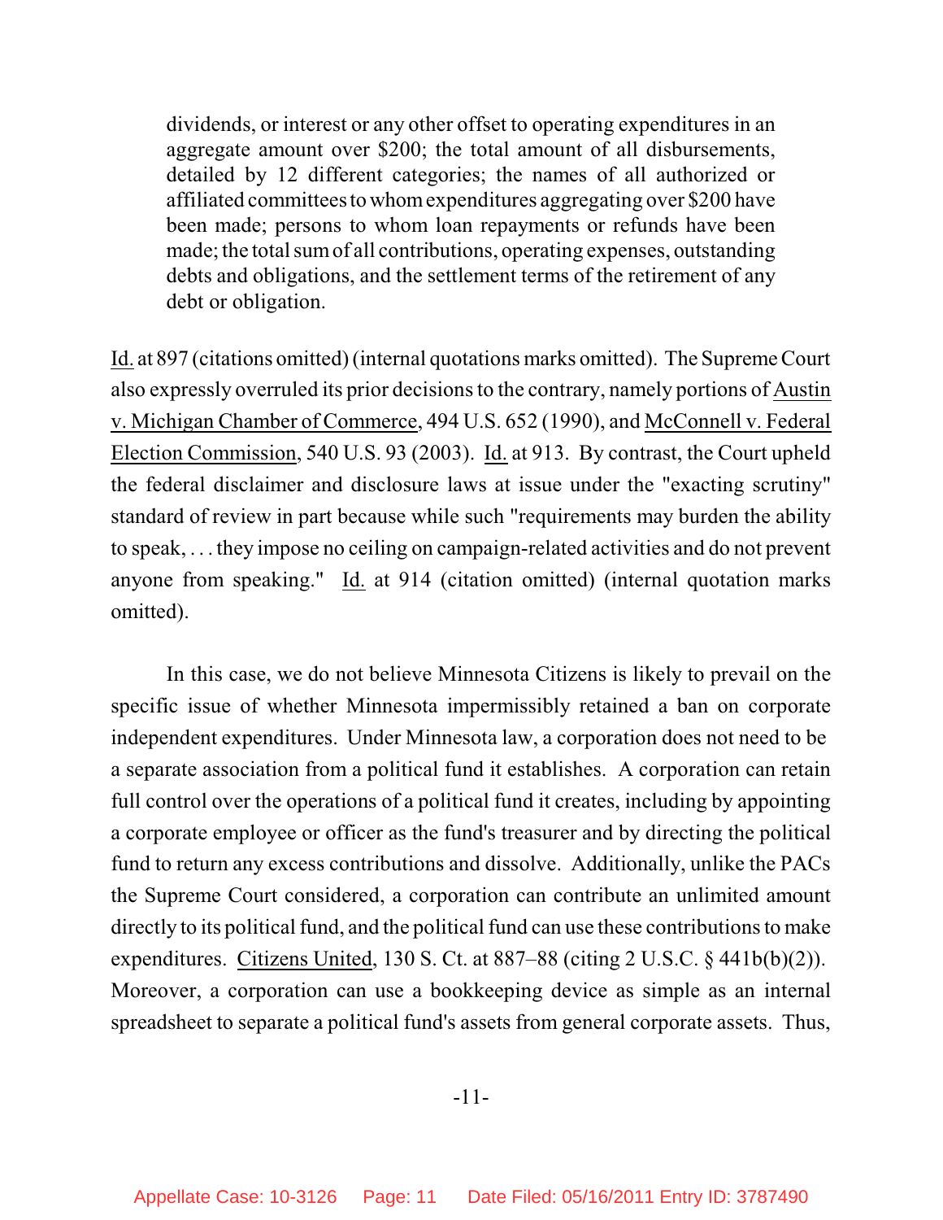> dividends, or interest or any other offset to operating expenditures in an aggregate amount over $200; the total amount of all disbursements, detailed by 12 different categories; the names of all authorized or affiliated committees to whom expenditures aggregating over $200 have been made; persons to whom loan repayments or refunds have been made; the total sum of all contributions, operating expenses, outstanding debts and obligations, and the settlement terms of the retirement of any debt or obligation.

Id. at 897 (citations omitted) (internal quotations marks omitted). The Supreme Court also expressly overruled its prior decisions to the contrary, namely portions of Austin v. Michigan Chamber of Commerce, 494 U.S. 652 (1990), and McConnell v. Federal Election Commission, 540 U.S. 93 (2003). Id. at 913. By contrast, the Court upheld the federal disclaimer and disclosure laws at issue under the "exacting scrutiny" standard of review in part because while such "requirements may burden the ability to speak, . . . they impose no ceiling on campaign-related activities and do not prevent anyone from speaking." Id. at 914 (citation omitted) (internal quotation marks omitted).

In this case, we do not believe Minnesota Citizens is likely to prevail on the specific issue of whether Minnesota impermissibly retained a ban on corporate independent expenditures. Under Minnesota law, a corporation does not need to be a separate association from a political fund it establishes. A corporation can retain full control over the operations of a political fund it creates, including by appointing a corporate employee or officer as the fund's treasurer and by directing the political fund to return any excess contributions and dissolve. Additionally, unlike the PACs the Supreme Court considered, a corporation can contribute an unlimited amount directly to its political fund, and the political fund can use these contributions to make expenditures. Citizens United, 130 S. Ct. at 887–88 (citing 2 U.S.C. § 441b(b)(2)). Moreover, a corporation can use a bookkeeping device as simple as an internal spreadsheet to separate a political fund's assets from general corporate assets. Thus,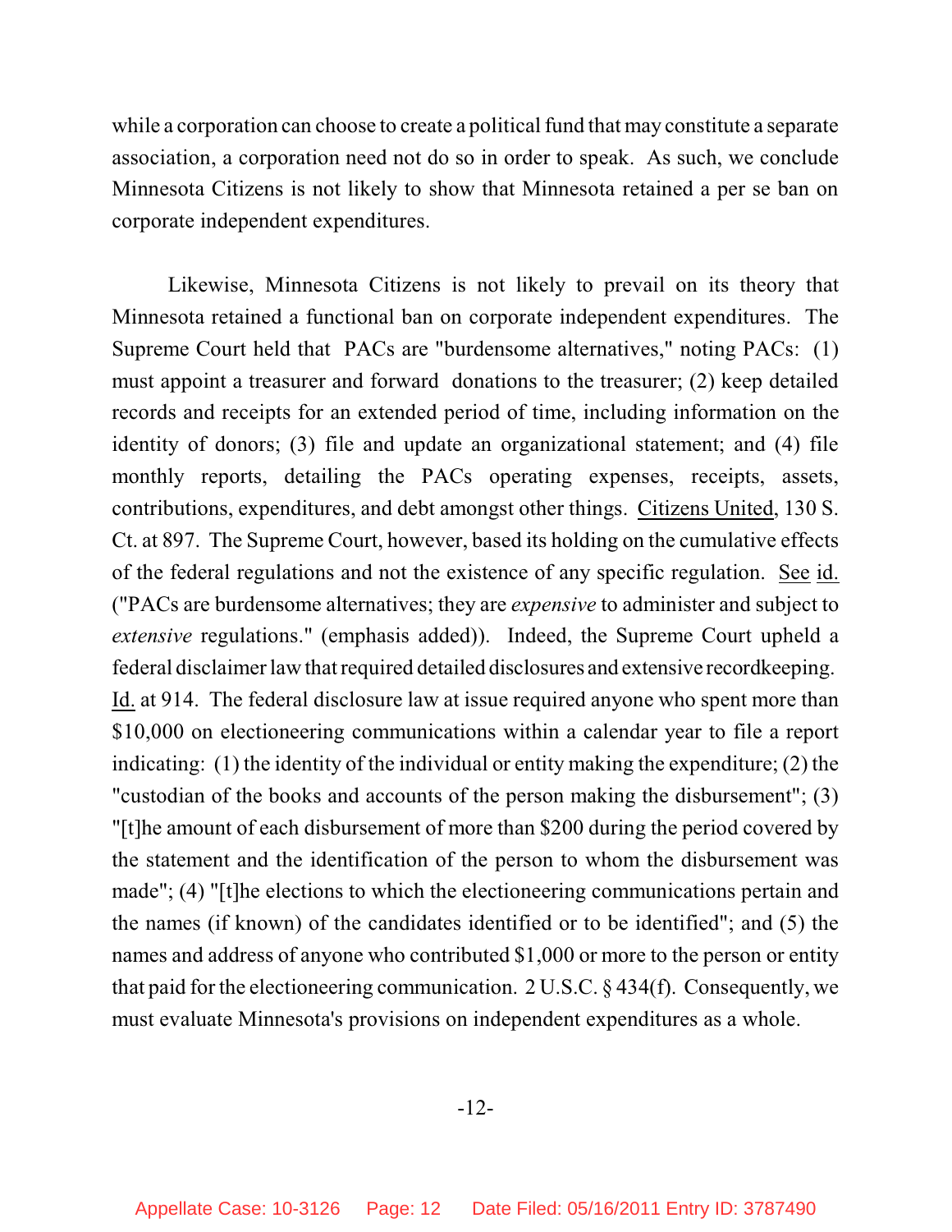while a corporation can choose to create a political fund that may constitute a separate association, a corporation need not do so in order to speak. As such, we conclude Minnesota Citizens is not likely to show that Minnesota retained a per se ban on corporate independent expenditures.

Likewise, Minnesota Citizens is not likely to prevail on its theory that Minnesota retained a functional ban on corporate independent expenditures. The Supreme Court held that PACs are "burdensome alternatives," noting PACs: (1) must appoint a treasurer and forward donations to the treasurer; (2) keep detailed records and receipts for an extended period of time, including information on the identity of donors; (3) file and update an organizational statement; and (4) file monthly reports, detailing the PACs operating expenses, receipts, assets, contributions, expenditures, and debt amongst other things. Citizens United, 130 S. Ct. at 897. The Supreme Court, however, based its holding on the cumulative effects of the federal regulations and not the existence of any specific regulation. See id. ("PACs are burdensome alternatives; they are *expensive* to administer and subject to *extensive* regulations." (emphasis added)). Indeed, the Supreme Court upheld a federal disclaimer law that required detailed disclosures and extensive recordkeeping. Id. at 914. The federal disclosure law at issue required anyone who spent more than $10,000 on electioneering communications within a calendar year to file a report indicating: (1) the identity of the individual or entity making the expenditure; (2) the "custodian of the books and accounts of the person making the disbursement"; (3) "[t]he amount of each disbursement of more than $200 during the period covered by the statement and the identification of the person to whom the disbursement was made"; (4) "[t]he elections to which the electioneering communications pertain and the names (if known) of the candidates identified or to be identified"; and (5) the names and address of anyone who contributed $1,000 or more to the person or entity that paid for the electioneering communication. 2 U.S.C. § 434(f). Consequently, we must evaluate Minnesota's provisions on independent expenditures as a whole.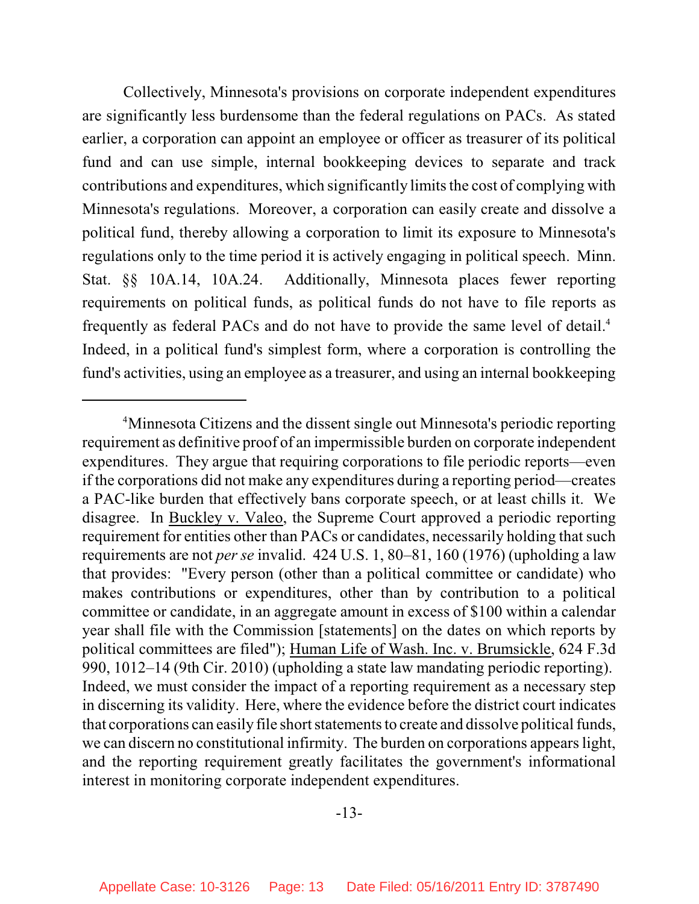Collectively, Minnesota's provisions on corporate independent expenditures are significantly less burdensome than the federal regulations on PACs. As stated earlier, a corporation can appoint an employee or officer as treasurer of its political fund and can use simple, internal bookkeeping devices to separate and track contributions and expenditures, which significantly limits the cost of complying with Minnesota's regulations. Moreover, a corporation can easily create and dissolve a political fund, thereby allowing a corporation to limit its exposure to Minnesota's regulations only to the time period it is actively engaging in political speech. Minn. Stat. §§ 10A.14, 10A.24. Additionally, Minnesota places fewer reporting requirements on political funds, as political funds do not have to file reports as frequently as federal PACs and do not have to provide the same level of detail.[4] Indeed, in a political fund's simplest form, where a corporation is controlling the fund's activities, using an employee as a treasurer, and using an internal bookkeeping

---

[4]Minnesota Citizens and the dissent single out Minnesota's periodic reporting requirement as definitive proof of an impermissible burden on corporate independent expenditures. They argue that requiring corporations to file periodic reports—even if the corporations did not make any expenditures during a reporting period—creates a PAC-like burden that effectively bans corporate speech, or at least chills it. We disagree. In Buckley v. Valeo, the Supreme Court approved a periodic reporting requirement for entities other than PACs or candidates, necessarily holding that such requirements are not *per se* invalid. 424 U.S. 1, 80–81, 160 (1976) (upholding a law that provides: "Every person (other than a political committee or candidate) who makes contributions or expenditures, other than by contribution to a political committee or candidate, in an aggregate amount in excess of $100 within a calendar year shall file with the Commission [statements] on the dates on which reports by political committees are filed"); Human Life of Wash. Inc. v. Brumsickle, 624 F.3d 990, 1012–14 (9th Cir. 2010) (upholding a state law mandating periodic reporting). Indeed, we must consider the impact of a reporting requirement as a necessary step in discerning its validity. Here, where the evidence before the district court indicates that corporations can easily file short statements to create and dissolve political funds, we can discern no constitutional infirmity. The burden on corporations appears light, and the reporting requirement greatly facilitates the government's informational interest in monitoring corporate independent expenditures.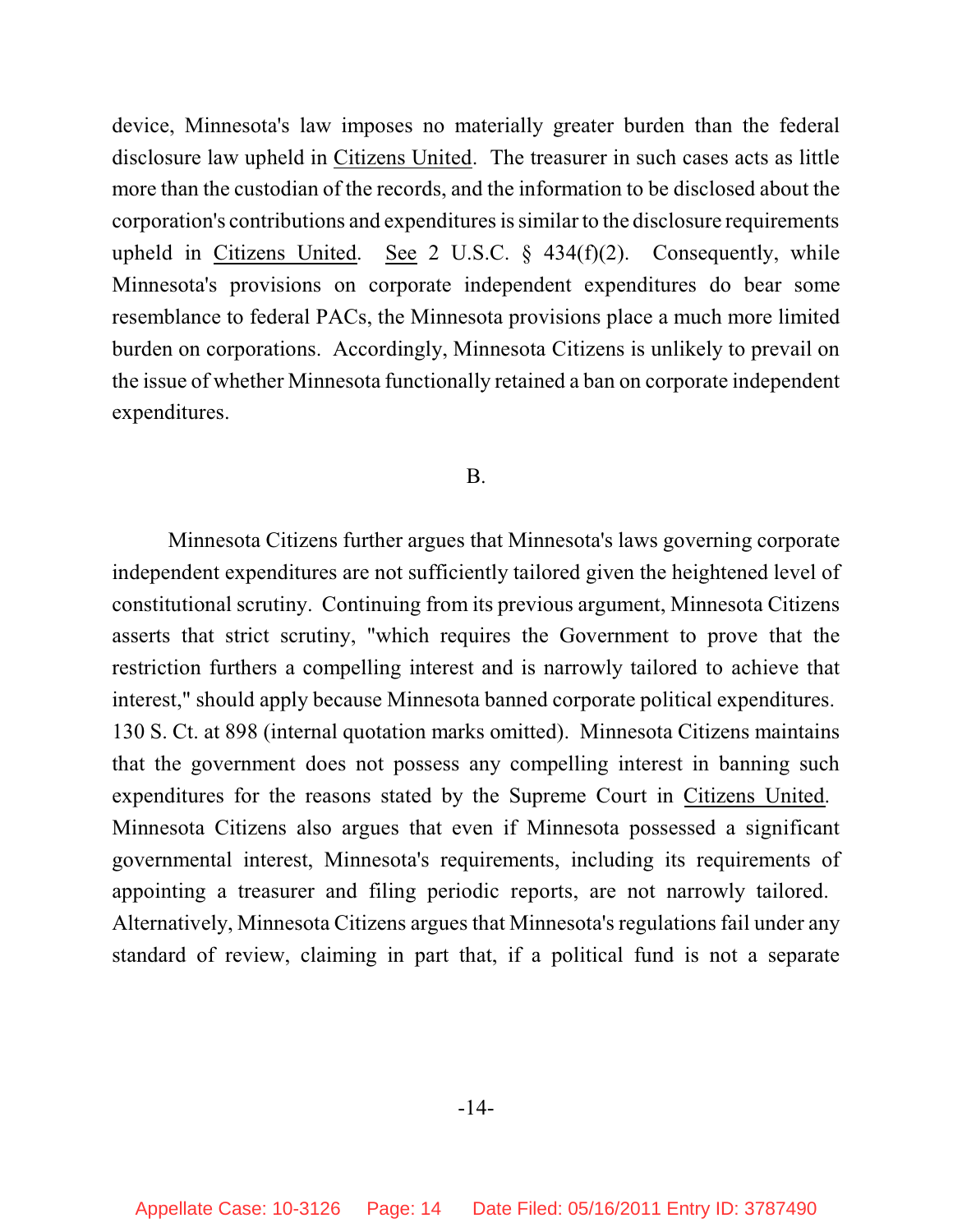device, Minnesota's law imposes no materially greater burden than the federal disclosure law upheld in Citizens United. The treasurer in such cases acts as little more than the custodian of the records, and the information to be disclosed about the corporation's contributions and expenditures is similar to the disclosure requirements upheld in Citizens United. See 2 U.S.C. § 434(f)(2). Consequently, while Minnesota's provisions on corporate independent expenditures do bear some resemblance to federal PACs, the Minnesota provisions place a much more limited burden on corporations. Accordingly, Minnesota Citizens is unlikely to prevail on the issue of whether Minnesota functionally retained a ban on corporate independent expenditures.

## B.

Minnesota Citizens further argues that Minnesota's laws governing corporate independent expenditures are not sufficiently tailored given the heightened level of constitutional scrutiny. Continuing from its previous argument, Minnesota Citizens asserts that strict scrutiny, "which requires the Government to prove that the restriction furthers a compelling interest and is narrowly tailored to achieve that interest," should apply because Minnesota banned corporate political expenditures. 130 S. Ct. at 898 (internal quotation marks omitted). Minnesota Citizens maintains that the government does not possess any compelling interest in banning such expenditures for the reasons stated by the Supreme Court in Citizens United. Minnesota Citizens also argues that even if Minnesota possessed a significant governmental interest, Minnesota's requirements, including its requirements of appointing a treasurer and filing periodic reports, are not narrowly tailored. Alternatively, Minnesota Citizens argues that Minnesota's regulations fail under any standard of review, claiming in part that, if a political fund is not a separate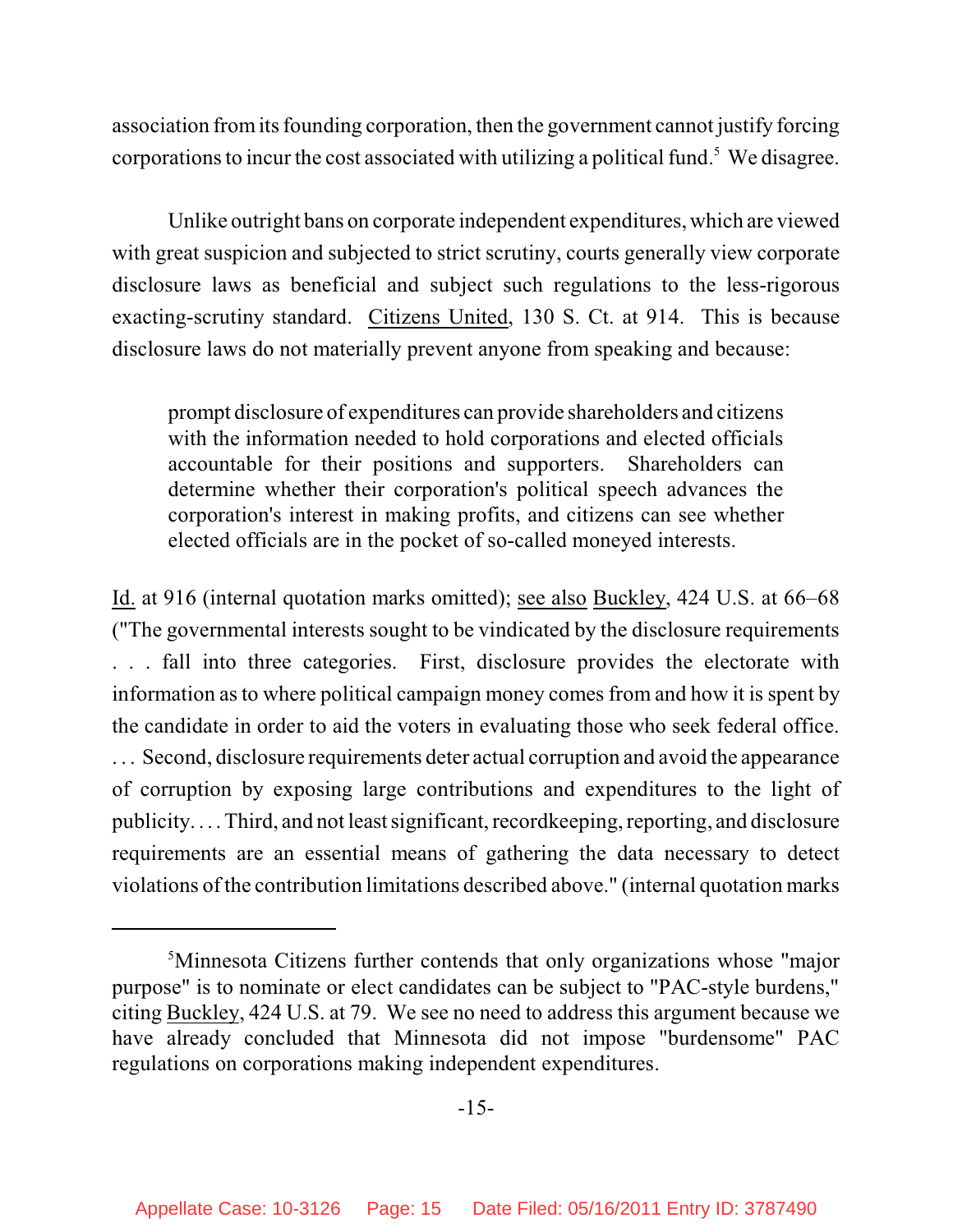association from its founding corporation, then the government cannot justify forcing corporations to incur the cost associated with utilizing a political fund.[5] We disagree.

Unlike outright bans on corporate independent expenditures, which are viewed with great suspicion and subjected to strict scrutiny, courts generally view corporate disclosure laws as beneficial and subject such regulations to the less-rigorous exacting-scrutiny standard. Citizens United, 130 S. Ct. at 914. This is because disclosure laws do not materially prevent anyone from speaking and because:

> prompt disclosure of expenditures can provide shareholders and citizens with the information needed to hold corporations and elected officials accountable for their positions and supporters. Shareholders can determine whether their corporation's political speech advances the corporation's interest in making profits, and citizens can see whether elected officials are in the pocket of so-called moneyed interests.

Id. at 916 (internal quotation marks omitted); see also Buckley, 424 U.S. at 66–68 ("The governmental interests sought to be vindicated by the disclosure requirements . . . fall into three categories. First, disclosure provides the electorate with information as to where political campaign money comes from and how it is spent by the candidate in order to aid the voters in evaluating those who seek federal office. . . . Second, disclosure requirements deter actual corruption and avoid the appearance of corruption by exposing large contributions and expenditures to the light of publicity. . . . Third, and not least significant, recordkeeping, reporting, and disclosure requirements are an essential means of gathering the data necessary to detect violations of the contribution limitations described above." (internal quotation marks

---

[5] Minnesota Citizens further contends that only organizations whose "major purpose" is to nominate or elect candidates can be subject to "PAC-style burdens," citing Buckley, 424 U.S. at 79. We see no need to address this argument because we have already concluded that Minnesota did not impose "burdensome" PAC regulations on corporations making independent expenditures.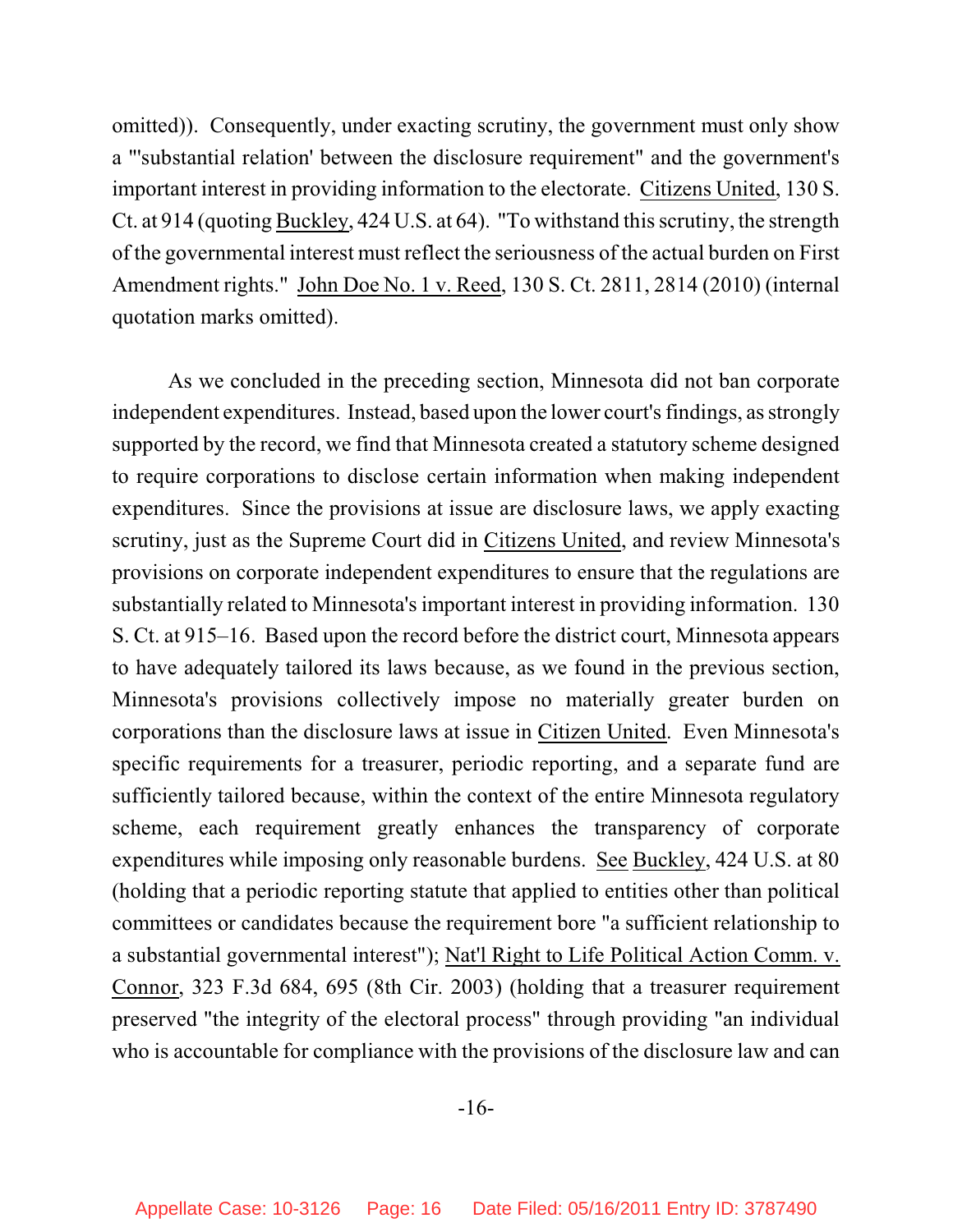omitted)). Consequently, under exacting scrutiny, the government must only show a "'substantial relation' between the disclosure requirement" and the government's important interest in providing information to the electorate. Citizens United, 130 S. Ct. at 914 (quoting Buckley, 424 U.S. at 64). "To withstand this scrutiny, the strength of the governmental interest must reflect the seriousness of the actual burden on First Amendment rights." John Doe No. 1 v. Reed, 130 S. Ct. 2811, 2814 (2010) (internal quotation marks omitted).

As we concluded in the preceding section, Minnesota did not ban corporate independent expenditures. Instead, based upon the lower court's findings, as strongly supported by the record, we find that Minnesota created a statutory scheme designed to require corporations to disclose certain information when making independent expenditures. Since the provisions at issue are disclosure laws, we apply exacting scrutiny, just as the Supreme Court did in Citizens United, and review Minnesota's provisions on corporate independent expenditures to ensure that the regulations are substantially related to Minnesota's important interest in providing information. 130 S. Ct. at 915–16. Based upon the record before the district court, Minnesota appears to have adequately tailored its laws because, as we found in the previous section, Minnesota's provisions collectively impose no materially greater burden on corporations than the disclosure laws at issue in Citizen United. Even Minnesota's specific requirements for a treasurer, periodic reporting, and a separate fund are sufficiently tailored because, within the context of the entire Minnesota regulatory scheme, each requirement greatly enhances the transparency of corporate expenditures while imposing only reasonable burdens. See Buckley, 424 U.S. at 80 (holding that a periodic reporting statute that applied to entities other than political committees or candidates because the requirement bore "a sufficient relationship to a substantial governmental interest"); Nat'l Right to Life Political Action Comm. v. Connor, 323 F.3d 684, 695 (8th Cir. 2003) (holding that a treasurer requirement preserved "the integrity of the electoral process" through providing "an individual who is accountable for compliance with the provisions of the disclosure law and can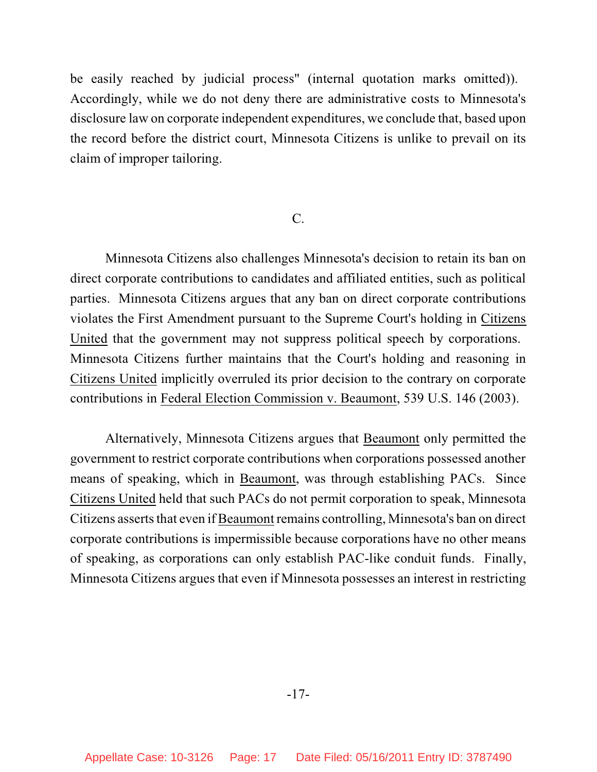be easily reached by judicial process" (internal quotation marks omitted)). Accordingly, while we do not deny there are administrative costs to Minnesota's disclosure law on corporate independent expenditures, we conclude that, based upon the record before the district court, Minnesota Citizens is unlike to prevail on its claim of improper tailoring.

C.

Minnesota Citizens also challenges Minnesota's decision to retain its ban on direct corporate contributions to candidates and affiliated entities, such as political parties. Minnesota Citizens argues that any ban on direct corporate contributions violates the First Amendment pursuant to the Supreme Court's holding in Citizens United that the government may not suppress political speech by corporations. Minnesota Citizens further maintains that the Court's holding and reasoning in Citizens United implicitly overruled its prior decision to the contrary on corporate contributions in Federal Election Commission v. Beaumont, 539 U.S. 146 (2003).

Alternatively, Minnesota Citizens argues that Beaumont only permitted the government to restrict corporate contributions when corporations possessed another means of speaking, which in Beaumont, was through establishing PACs. Since Citizens United held that such PACs do not permit corporation to speak, Minnesota Citizens asserts that even if Beaumont remains controlling, Minnesota's ban on direct corporate contributions is impermissible because corporations have no other means of speaking, as corporations can only establish PAC-like conduit funds. Finally, Minnesota Citizens argues that even if Minnesota possesses an interest in restricting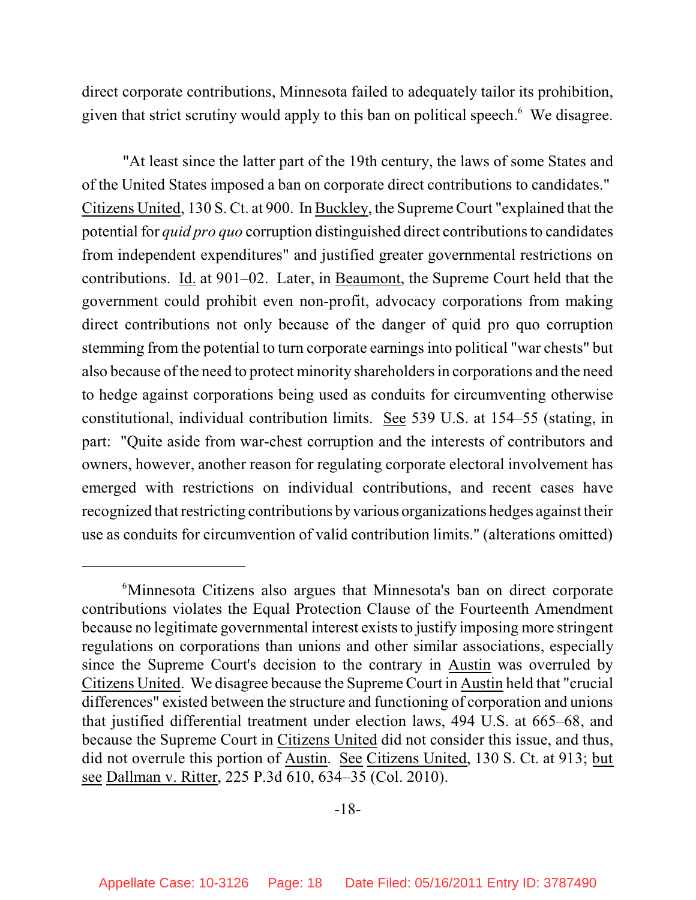direct corporate contributions, Minnesota failed to adequately tailor its prohibition, given that strict scrutiny would apply to this ban on political speech.[6] We disagree.

"At least since the latter part of the 19th century, the laws of some States and of the United States imposed a ban on corporate direct contributions to candidates." Citizens United, 130 S. Ct. at 900. In Buckley, the Supreme Court "explained that the potential for *quid pro quo* corruption distinguished direct contributions to candidates from independent expenditures" and justified greater governmental restrictions on contributions. Id. at 901–02. Later, in Beaumont, the Supreme Court held that the government could prohibit even non-profit, advocacy corporations from making direct contributions not only because of the danger of quid pro quo corruption stemming from the potential to turn corporate earnings into political "war chests" but also because of the need to protect minority shareholders in corporations and the need to hedge against corporations being used as conduits for circumventing otherwise constitutional, individual contribution limits. See 539 U.S. at 154–55 (stating, in part: "Quite aside from war-chest corruption and the interests of contributors and owners, however, another reason for regulating corporate electoral involvement has emerged with restrictions on individual contributions, and recent cases have recognized that restricting contributions by various organizations hedges against their use as conduits for circumvention of valid contribution limits." (alterations omitted)

---

[6]Minnesota Citizens also argues that Minnesota's ban on direct corporate contributions violates the Equal Protection Clause of the Fourteenth Amendment because no legitimate governmental interest exists to justify imposing more stringent regulations on corporations than unions and other similar associations, especially since the Supreme Court's decision to the contrary in Austin was overruled by Citizens United. We disagree because the Supreme Court in Austin held that "crucial differences" existed between the structure and functioning of corporation and unions that justified differential treatment under election laws, 494 U.S. at 665–68, and because the Supreme Court in Citizens United did not consider this issue, and thus, did not overrule this portion of Austin. See Citizens United, 130 S. Ct. at 913; but see Dallman v. Ritter, 225 P.3d 610, 634–35 (Col. 2010).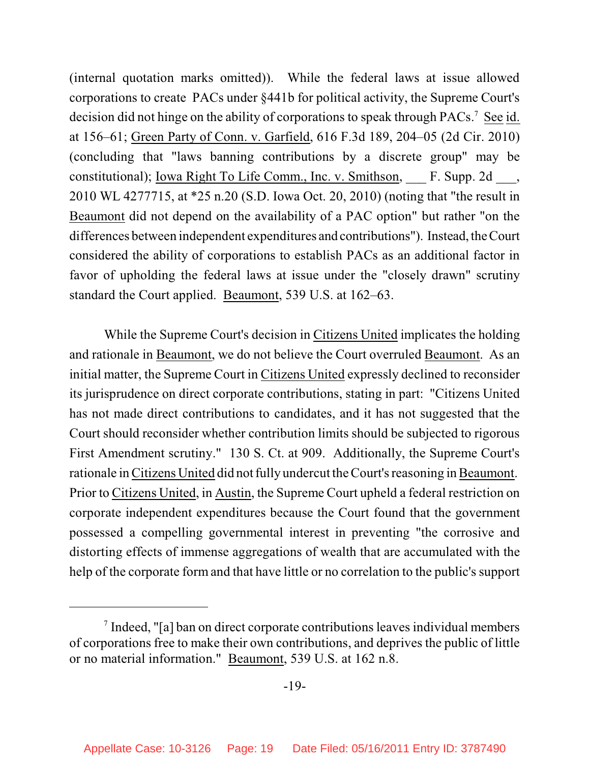(internal quotation marks omitted)). While the federal laws at issue allowed corporations to create PACs under §441b for political activity, the Supreme Court's decision did not hinge on the ability of corporations to speak through PACs.[7] See id. at 156–61; Green Party of Conn. v. Garfield, 616 F.3d 189, 204–05 (2d Cir. 2010) (concluding that "laws banning contributions by a discrete group" may be constitutional); Iowa Right To Life Comm., Inc. v. Smithson, ___ F. Supp. 2d ___, 2010 WL 4277715, at *25 n.20 (S.D. Iowa Oct. 20, 2010) (noting that "the result in Beaumont did not depend on the availability of a PAC option" but rather "on the differences between independent expenditures and contributions"). Instead, the Court considered the ability of corporations to establish PACs as an additional factor in favor of upholding the federal laws at issue under the "closely drawn" scrutiny standard the Court applied. Beaumont, 539 U.S. at 162–63.

While the Supreme Court's decision in Citizens United implicates the holding and rationale in Beaumont, we do not believe the Court overruled Beaumont. As an initial matter, the Supreme Court in Citizens United expressly declined to reconsider its jurisprudence on direct corporate contributions, stating in part: "Citizens United has not made direct contributions to candidates, and it has not suggested that the Court should reconsider whether contribution limits should be subjected to rigorous First Amendment scrutiny." 130 S. Ct. at 909. Additionally, the Supreme Court's rationale in Citizens United did not fully undercut the Court's reasoning in Beaumont. Prior to Citizens United, in Austin, the Supreme Court upheld a federal restriction on corporate independent expenditures because the Court found that the government possessed a compelling governmental interest in preventing "the corrosive and distorting effects of immense aggregations of wealth that are accumulated with the help of the corporate form and that have little or no correlation to the public's support

---

[7] Indeed, "[a] ban on direct corporate contributions leaves individual members of corporations free to make their own contributions, and deprives the public of little or no material information." Beaumont, 539 U.S. at 162 n.8.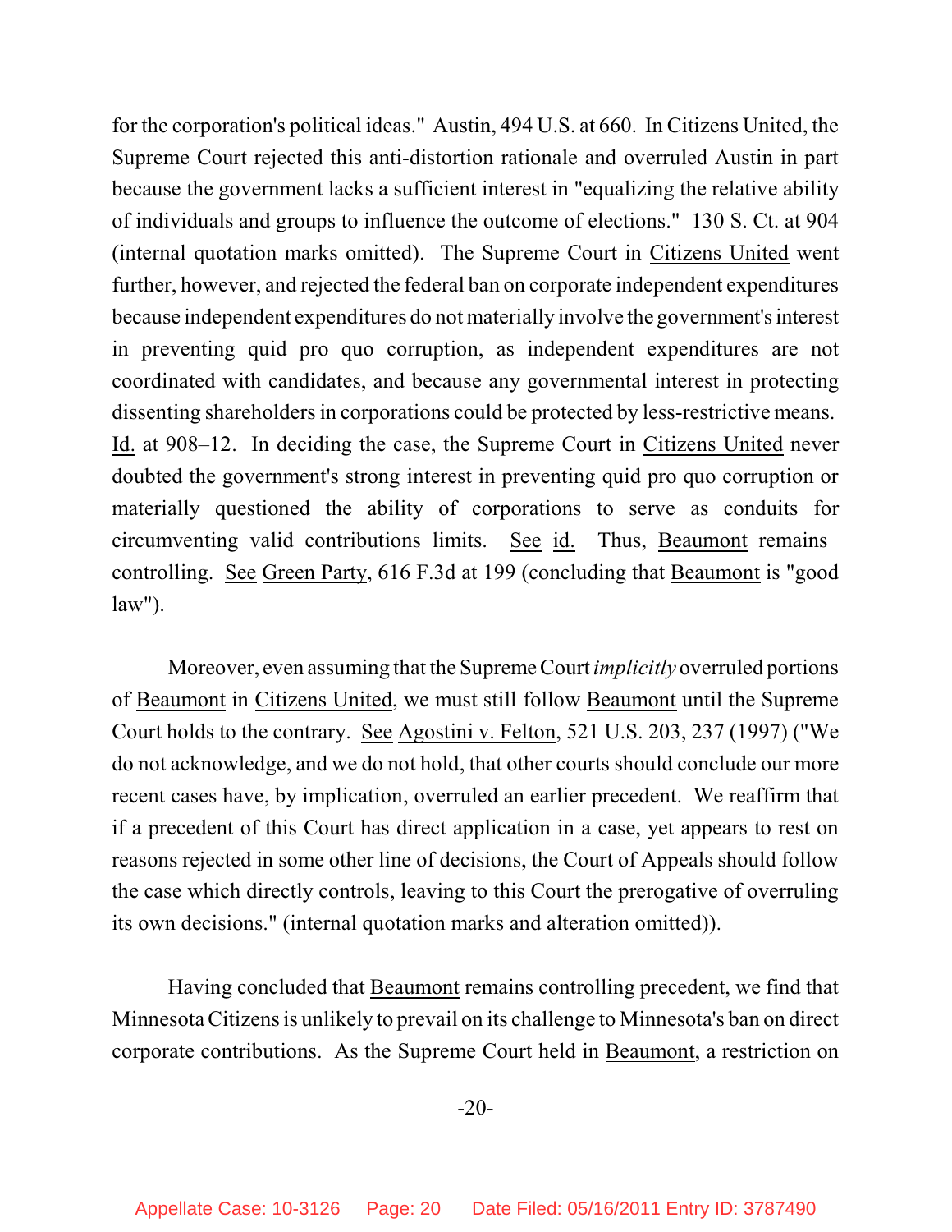for the corporation's political ideas." Austin, 494 U.S. at 660. In Citizens United, the Supreme Court rejected this anti-distortion rationale and overruled Austin in part because the government lacks a sufficient interest in "equalizing the relative ability of individuals and groups to influence the outcome of elections." 130 S. Ct. at 904 (internal quotation marks omitted). The Supreme Court in Citizens United went further, however, and rejected the federal ban on corporate independent expenditures because independent expenditures do not materially involve the government's interest in preventing quid pro quo corruption, as independent expenditures are not coordinated with candidates, and because any governmental interest in protecting dissenting shareholders in corporations could be protected by less-restrictive means. Id. at 908–12. In deciding the case, the Supreme Court in Citizens United never doubted the government's strong interest in preventing quid pro quo corruption or materially questioned the ability of corporations to serve as conduits for circumventing valid contributions limits. See id. Thus, Beaumont remains controlling. See Green Party, 616 F.3d at 199 (concluding that Beaumont is "good law").

Moreover, even assuming that the Supreme Court *implicitly* overruled portions of Beaumont in Citizens United, we must still follow Beaumont until the Supreme Court holds to the contrary. See Agostini v. Felton, 521 U.S. 203, 237 (1997) ("We do not acknowledge, and we do not hold, that other courts should conclude our more recent cases have, by implication, overruled an earlier precedent. We reaffirm that if a precedent of this Court has direct application in a case, yet appears to rest on reasons rejected in some other line of decisions, the Court of Appeals should follow the case which directly controls, leaving to this Court the prerogative of overruling its own decisions." (internal quotation marks and alteration omitted)).

Having concluded that Beaumont remains controlling precedent, we find that Minnesota Citizens is unlikely to prevail on its challenge to Minnesota's ban on direct corporate contributions. As the Supreme Court held in Beaumont, a restriction on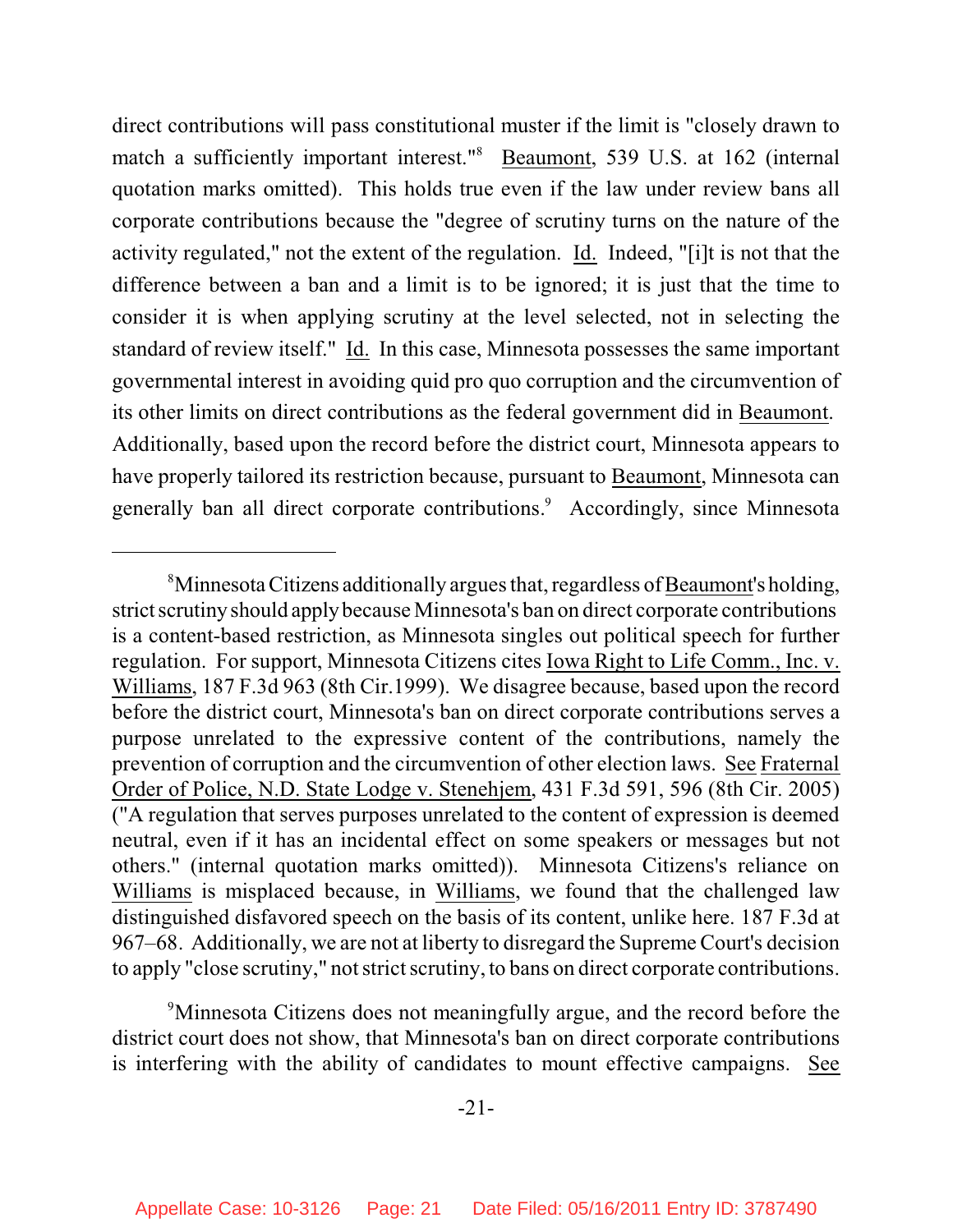direct contributions will pass constitutional muster if the limit is "closely drawn to match a sufficiently important interest."[8] Beaumont, 539 U.S. at 162 (internal quotation marks omitted). This holds true even if the law under review bans all corporate contributions because the "degree of scrutiny turns on the nature of the activity regulated," not the extent of the regulation. Id. Indeed, "[i]t is not that the difference between a ban and a limit is to be ignored; it is just that the time to consider it is when applying scrutiny at the level selected, not in selecting the standard of review itself." Id. In this case, Minnesota possesses the same important governmental interest in avoiding quid pro quo corruption and the circumvention of its other limits on direct contributions as the federal government did in Beaumont. Additionally, based upon the record before the district court, Minnesota appears to have properly tailored its restriction because, pursuant to Beaumont, Minnesota can generally ban all direct corporate contributions.[9] Accordingly, since Minnesota

---

[8]Minnesota Citizens additionally argues that, regardless of Beaumont's holding, strict scrutiny should apply because Minnesota's ban on direct corporate contributions is a content-based restriction, as Minnesota singles out political speech for further regulation. For support, Minnesota Citizens cites Iowa Right to Life Comm., Inc. v. Williams, 187 F.3d 963 (8th Cir.1999). We disagree because, based upon the record before the district court, Minnesota's ban on direct corporate contributions serves a purpose unrelated to the expressive content of the contributions, namely the prevention of corruption and the circumvention of other election laws. See Fraternal Order of Police, N.D. State Lodge v. Stenehjem, 431 F.3d 591, 596 (8th Cir. 2005) ("A regulation that serves purposes unrelated to the content of expression is deemed neutral, even if it has an incidental effect on some speakers or messages but not others." (internal quotation marks omitted)). Minnesota Citizens's reliance on Williams is misplaced because, in Williams, we found that the challenged law distinguished disfavored speech on the basis of its content, unlike here. 187 F.3d at 967–68. Additionally, we are not at liberty to disregard the Supreme Court's decision to apply "close scrutiny," not strict scrutiny, to bans on direct corporate contributions.

[9]Minnesota Citizens does not meaningfully argue, and the record before the district court does not show, that Minnesota's ban on direct corporate contributions is interfering with the ability of candidates to mount effective campaigns. See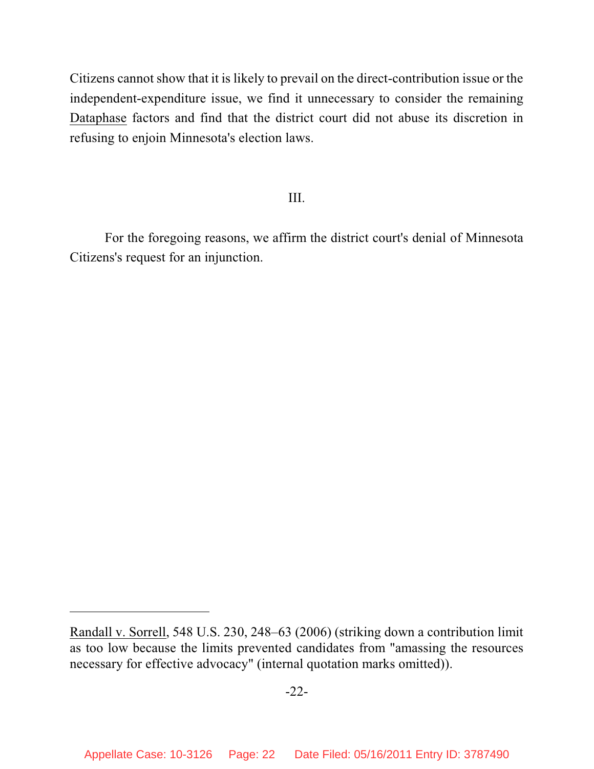Citizens cannot show that it is likely to prevail on the direct-contribution issue or the independent-expenditure issue, we find it unnecessary to consider the remaining Dataphase factors and find that the district court did not abuse its discretion in refusing to enjoin Minnesota's election laws.

III.

For the foregoing reasons, we affirm the district court's denial of Minnesota Citizens's request for an injunction.

---

Randall v. Sorrell, 548 U.S. 230, 248–63 (2006) (striking down a contribution limit as too low because the limits prevented candidates from "amassing the resources necessary for effective advocacy" (internal quotation marks omitted)).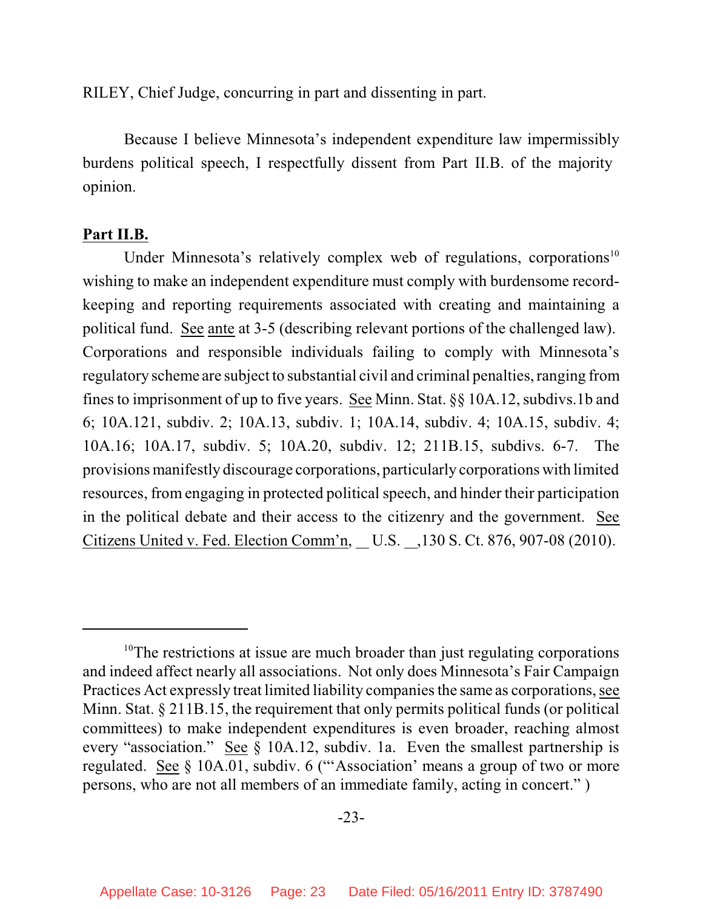RILEY, Chief Judge, concurring in part and dissenting in part.

Because I believe Minnesota's independent expenditure law impermissibly burdens political speech, I respectfully dissent from Part II.B. of the majority opinion.

**Part II.B.**

Under Minnesota's relatively complex web of regulations, corporations[10] wishing to make an independent expenditure must comply with burdensome record-keeping and reporting requirements associated with creating and maintaining a political fund. See ante at 3-5 (describing relevant portions of the challenged law). Corporations and responsible individuals failing to comply with Minnesota's regulatory scheme are subject to substantial civil and criminal penalties, ranging from fines to imprisonment of up to five years. See Minn. Stat. §§ 10A.12, subdivs.1b and 6; 10A.121, subdiv. 2; 10A.13, subdiv. 1; 10A.14, subdiv. 4; 10A.15, subdiv. 4; 10A.16; 10A.17, subdiv. 5; 10A.20, subdiv. 12; 211B.15, subdivs. 6-7. The provisions manifestly discourage corporations, particularly corporations with limited resources, from engaging in protected political speech, and hinder their participation in the political debate and their access to the citizenry and the government. See Citizens United v. Fed. Election Comm'n, __ U.S. __,130 S. Ct. 876, 907-08 (2010).

---

[10]The restrictions at issue are much broader than just regulating corporations and indeed affect nearly all associations. Not only does Minnesota's Fair Campaign Practices Act expressly treat limited liability companies the same as corporations, see Minn. Stat. § 211B.15, the requirement that only permits political funds (or political committees) to make independent expenditures is even broader, reaching almost every "association." See § 10A.12, subdiv. 1a. Even the smallest partnership is regulated. See § 10A.01, subdiv. 6 ("'Association' means a group of two or more persons, who are not all members of an immediate family, acting in concert." )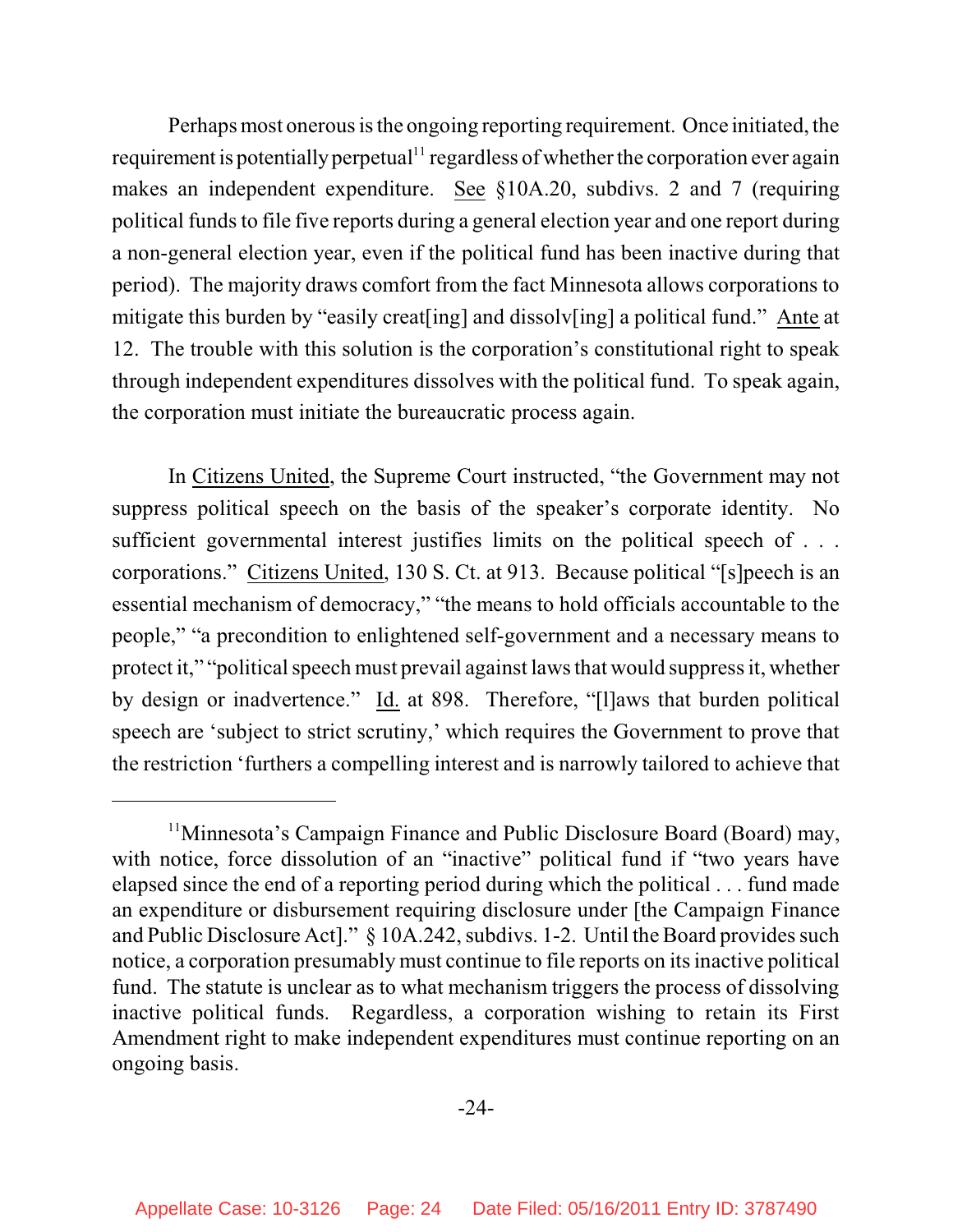Perhaps most onerous is the ongoing reporting requirement. Once initiated, the requirement is potentially perpetual[11] regardless of whether the corporation ever again makes an independent expenditure. See §10A.20, subdivs. 2 and 7 (requiring political funds to file five reports during a general election year and one report during a non-general election year, even if the political fund has been inactive during that period). The majority draws comfort from the fact Minnesota allows corporations to mitigate this burden by "easily creat[ing] and dissolv[ing] a political fund." Ante at 12. The trouble with this solution is the corporation's constitutional right to speak through independent expenditures dissolves with the political fund. To speak again, the corporation must initiate the bureaucratic process again.

In Citizens United, the Supreme Court instructed, "the Government may not suppress political speech on the basis of the speaker's corporate identity. No sufficient governmental interest justifies limits on the political speech of . . . corporations." Citizens United, 130 S. Ct. at 913. Because political "[s]peech is an essential mechanism of democracy," "the means to hold officials accountable to the people," "a precondition to enlightened self-government and a necessary means to protect it," "political speech must prevail against laws that would suppress it, whether by design or inadvertence." Id. at 898. Therefore, "[l]aws that burden political speech are 'subject to strict scrutiny,' which requires the Government to prove that the restriction 'furthers a compelling interest and is narrowly tailored to achieve that

---

[11] Minnesota's Campaign Finance and Public Disclosure Board (Board) may, with notice, force dissolution of an "inactive" political fund if "two years have elapsed since the end of a reporting period during which the political . . . fund made an expenditure or disbursement requiring disclosure under [the Campaign Finance and Public Disclosure Act]." § 10A.242, subdivs. 1-2. Until the Board provides such notice, a corporation presumably must continue to file reports on its inactive political fund. The statute is unclear as to what mechanism triggers the process of dissolving inactive political funds. Regardless, a corporation wishing to retain its First Amendment right to make independent expenditures must continue reporting on an ongoing basis.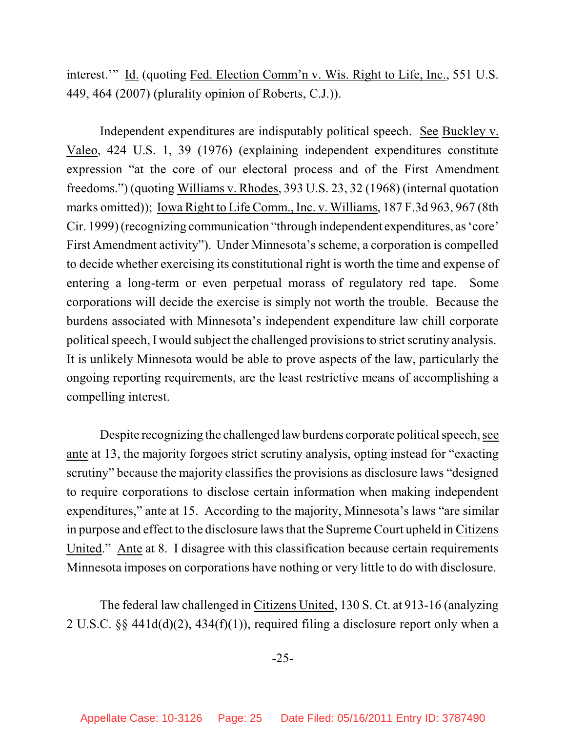interest.'" Id. (quoting Fed. Election Comm'n v. Wis. Right to Life, Inc., 551 U.S. 449, 464 (2007) (plurality opinion of Roberts, C.J.)).

Independent expenditures are indisputably political speech. See Buckley v. Valeo, 424 U.S. 1, 39 (1976) (explaining independent expenditures constitute expression "at the core of our electoral process and of the First Amendment freedoms.") (quoting Williams v. Rhodes, 393 U.S. 23, 32 (1968) (internal quotation marks omitted)); Iowa Right to Life Comm., Inc. v. Williams, 187 F.3d 963, 967 (8th Cir. 1999) (recognizing communication "through independent expenditures, as 'core' First Amendment activity"). Under Minnesota's scheme, a corporation is compelled to decide whether exercising its constitutional right is worth the time and expense of entering a long-term or even perpetual morass of regulatory red tape. Some corporations will decide the exercise is simply not worth the trouble. Because the burdens associated with Minnesota's independent expenditure law chill corporate political speech, I would subject the challenged provisions to strict scrutiny analysis. It is unlikely Minnesota would be able to prove aspects of the law, particularly the ongoing reporting requirements, are the least restrictive means of accomplishing a compelling interest.

Despite recognizing the challenged law burdens corporate political speech, see ante at 13, the majority forgoes strict scrutiny analysis, opting instead for "exacting scrutiny" because the majority classifies the provisions as disclosure laws "designed to require corporations to disclose certain information when making independent expenditures," ante at 15. According to the majority, Minnesota's laws "are similar in purpose and effect to the disclosure laws that the Supreme Court upheld in Citizens United." Ante at 8. I disagree with this classification because certain requirements Minnesota imposes on corporations have nothing or very little to do with disclosure.

The federal law challenged in Citizens United, 130 S. Ct. at 913-16 (analyzing 2 U.S.C. §§ 441d(d)(2), 434(f)(1)), required filing a disclosure report only when a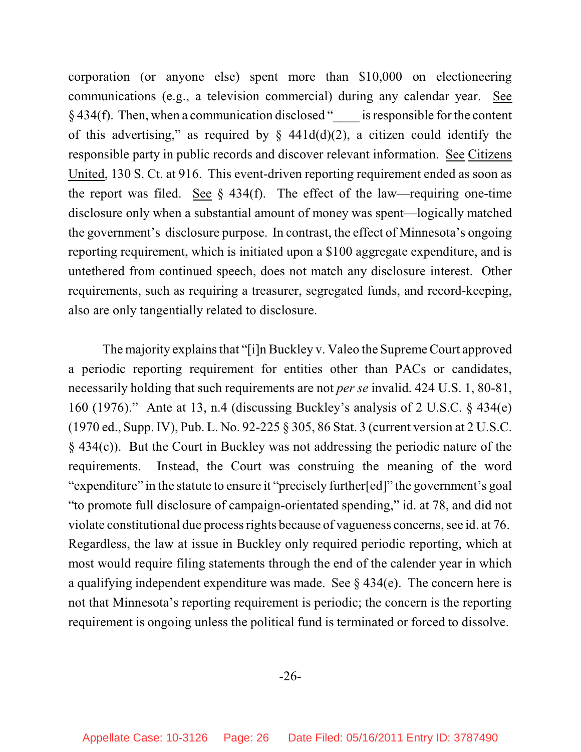corporation (or anyone else) spent more than $10,000 on electioneering communications (e.g., a television commercial) during any calendar year. See § 434(f). Then, when a communication disclosed "____ is responsible for the content of this advertising," as required by § 441d(d)(2), a citizen could identify the responsible party in public records and discover relevant information. See Citizens United, 130 S. Ct. at 916. This event-driven reporting requirement ended as soon as the report was filed. See § 434(f). The effect of the law—requiring one-time disclosure only when a substantial amount of money was spent—logically matched the government's disclosure purpose. In contrast, the effect of Minnesota's ongoing reporting requirement, which is initiated upon a $100 aggregate expenditure, and is untethered from continued speech, does not match any disclosure interest. Other requirements, such as requiring a treasurer, segregated funds, and record-keeping, also are only tangentially related to disclosure.

The majority explains that "[i]n Buckley v. Valeo the Supreme Court approved a periodic reporting requirement for entities other than PACs or candidates, necessarily holding that such requirements are not *per se* invalid. 424 U.S. 1, 80-81, 160 (1976)." Ante at 13, n.4 (discussing Buckley's analysis of 2 U.S.C. § 434(e) (1970 ed., Supp. IV), Pub. L. No. 92-225 § 305, 86 Stat. 3 (current version at 2 U.S.C. § 434(c)). But the Court in Buckley was not addressing the periodic nature of the requirements. Instead, the Court was construing the meaning of the word "expenditure" in the statute to ensure it "precisely further[ed]" the government's goal "to promote full disclosure of campaign-orientated spending," id. at 78, and did not violate constitutional due process rights because of vagueness concerns, see id. at 76. Regardless, the law at issue in Buckley only required periodic reporting, which at most would require filing statements through the end of the calender year in which a qualifying independent expenditure was made. See § 434(e). The concern here is not that Minnesota's reporting requirement is periodic; the concern is the reporting requirement is ongoing unless the political fund is terminated or forced to dissolve.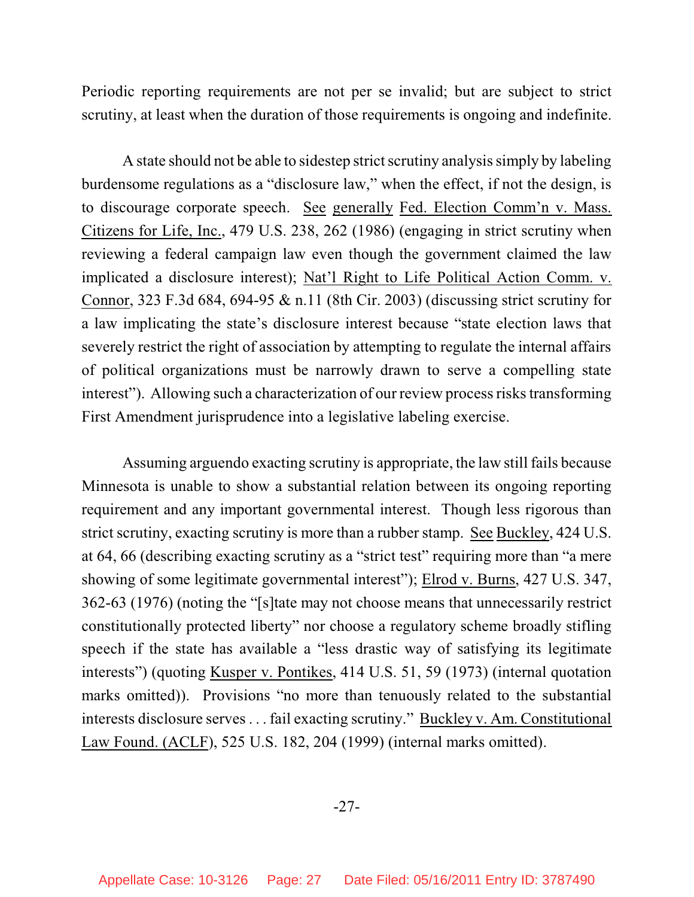Periodic reporting requirements are not per se invalid; but are subject to strict scrutiny, at least when the duration of those requirements is ongoing and indefinite.

A state should not be able to sidestep strict scrutiny analysis simply by labeling burdensome regulations as a "disclosure law," when the effect, if not the design, is to discourage corporate speech. See generally Fed. Election Comm'n v. Mass. Citizens for Life, Inc., 479 U.S. 238, 262 (1986) (engaging in strict scrutiny when reviewing a federal campaign law even though the government claimed the law implicated a disclosure interest); Nat'l Right to Life Political Action Comm. v. Connor, 323 F.3d 684, 694-95 & n.11 (8th Cir. 2003) (discussing strict scrutiny for a law implicating the state's disclosure interest because "state election laws that severely restrict the right of association by attempting to regulate the internal affairs of political organizations must be narrowly drawn to serve a compelling state interest"). Allowing such a characterization of our review process risks transforming First Amendment jurisprudence into a legislative labeling exercise.

Assuming arguendo exacting scrutiny is appropriate, the law still fails because Minnesota is unable to show a substantial relation between its ongoing reporting requirement and any important governmental interest. Though less rigorous than strict scrutiny, exacting scrutiny is more than a rubber stamp. See Buckley, 424 U.S. at 64, 66 (describing exacting scrutiny as a "strict test" requiring more than "a mere showing of some legitimate governmental interest"); Elrod v. Burns, 427 U.S. 347, 362-63 (1976) (noting the "[s]tate may not choose means that unnecessarily restrict constitutionally protected liberty" nor choose a regulatory scheme broadly stifling speech if the state has available a "less drastic way of satisfying its legitimate interests") (quoting Kusper v. Pontikes, 414 U.S. 51, 59 (1973) (internal quotation marks omitted)). Provisions "no more than tenuously related to the substantial interests disclosure serves . . . fail exacting scrutiny." Buckley v. Am. Constitutional Law Found. (ACLF), 525 U.S. 182, 204 (1999) (internal marks omitted).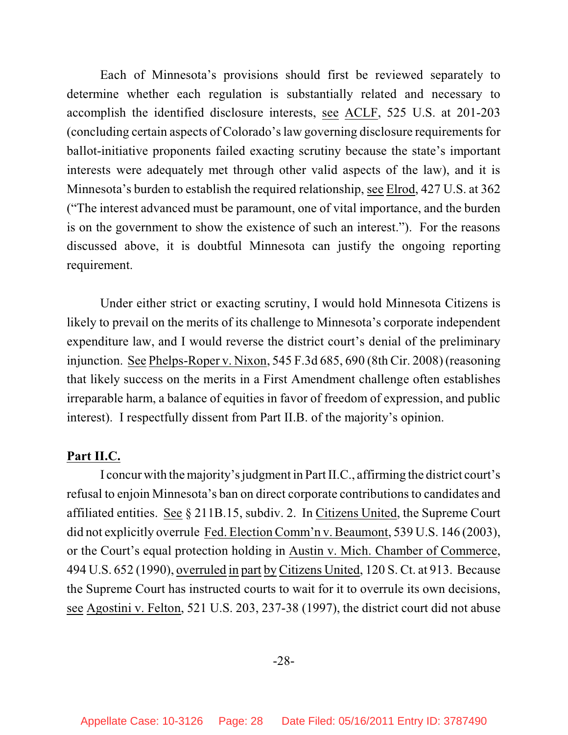Each of Minnesota's provisions should first be reviewed separately to determine whether each regulation is substantially related and necessary to accomplish the identified disclosure interests, see ACLF, 525 U.S. at 201-203 (concluding certain aspects of Colorado's law governing disclosure requirements for ballot-initiative proponents failed exacting scrutiny because the state's important interests were adequately met through other valid aspects of the law), and it is Minnesota's burden to establish the required relationship, see Elrod, 427 U.S. at 362 ("The interest advanced must be paramount, one of vital importance, and the burden is on the government to show the existence of such an interest."). For the reasons discussed above, it is doubtful Minnesota can justify the ongoing reporting requirement.

Under either strict or exacting scrutiny, I would hold Minnesota Citizens is likely to prevail on the merits of its challenge to Minnesota's corporate independent expenditure law, and I would reverse the district court's denial of the preliminary injunction. See Phelps-Roper v. Nixon, 545 F.3d 685, 690 (8th Cir. 2008) (reasoning that likely success on the merits in a First Amendment challenge often establishes irreparable harm, a balance of equities in favor of freedom of expression, and public interest). I respectfully dissent from Part II.B. of the majority's opinion.

**Part II.C.**

I concur with the majority's judgment in Part II.C., affirming the district court's refusal to enjoin Minnesota's ban on direct corporate contributions to candidates and affiliated entities. See § 211B.15, subdiv. 2. In Citizens United, the Supreme Court did not explicitly overrule Fed. Election Comm'n v. Beaumont, 539 U.S. 146 (2003), or the Court's equal protection holding in Austin v. Mich. Chamber of Commerce, 494 U.S. 652 (1990), overruled in part by Citizens United, 120 S. Ct. at 913. Because the Supreme Court has instructed courts to wait for it to overrule its own decisions, see Agostini v. Felton, 521 U.S. 203, 237-38 (1997), the district court did not abuse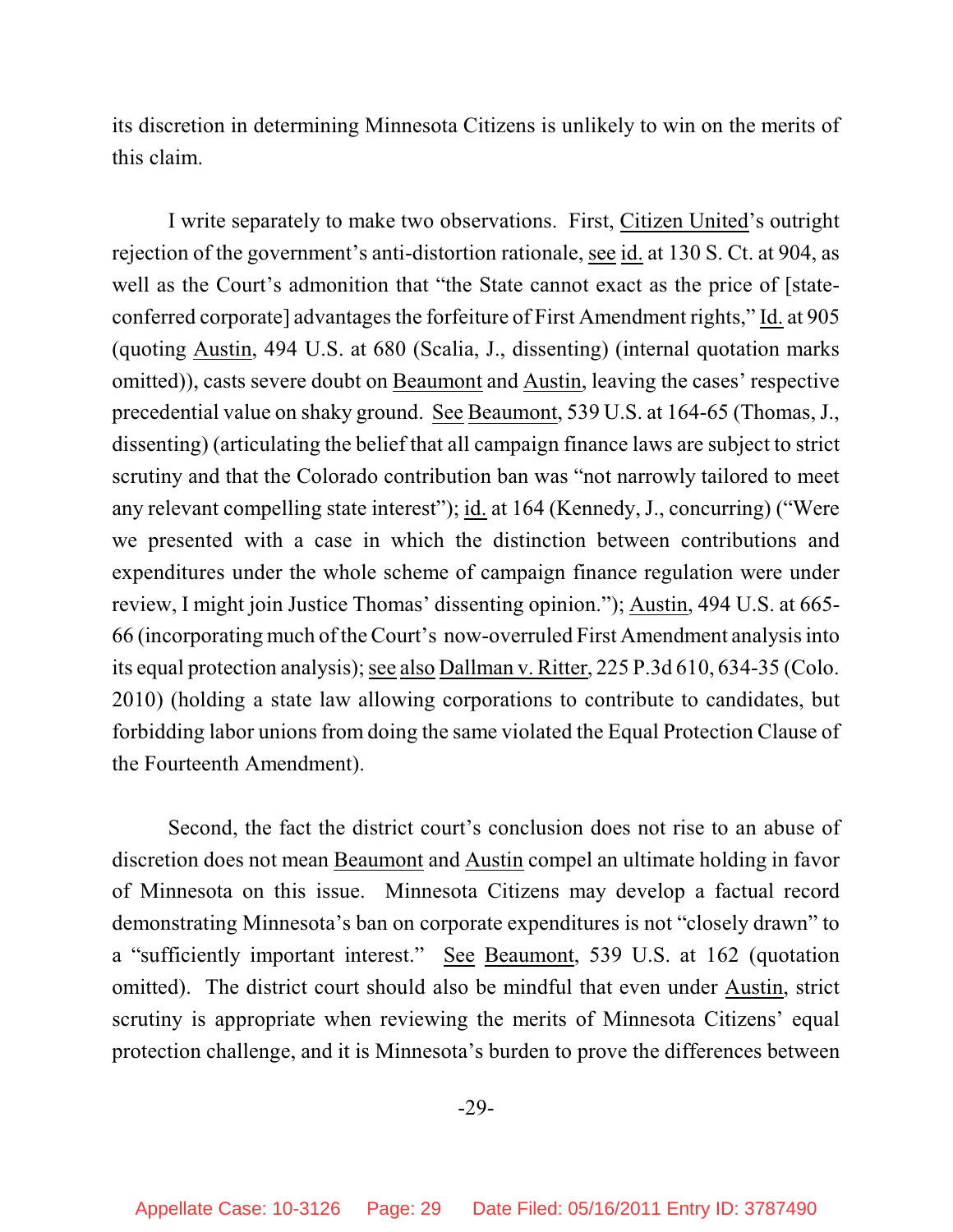its discretion in determining Minnesota Citizens is unlikely to win on the merits of this claim.

I write separately to make two observations. First, Citizen United's outright rejection of the government's anti-distortion rationale, see id. at 130 S. Ct. at 904, as well as the Court's admonition that "the State cannot exact as the price of [state-conferred corporate] advantages the forfeiture of First Amendment rights," Id. at 905 (quoting Austin, 494 U.S. at 680 (Scalia, J., dissenting) (internal quotation marks omitted)), casts severe doubt on Beaumont and Austin, leaving the cases' respective precedential value on shaky ground. See Beaumont, 539 U.S. at 164-65 (Thomas, J., dissenting) (articulating the belief that all campaign finance laws are subject to strict scrutiny and that the Colorado contribution ban was "not narrowly tailored to meet any relevant compelling state interest"); id. at 164 (Kennedy, J., concurring) ("Were we presented with a case in which the distinction between contributions and expenditures under the whole scheme of campaign finance regulation were under review, I might join Justice Thomas' dissenting opinion."); Austin, 494 U.S. at 665-66 (incorporating much of the Court's now-overruled First Amendment analysis into its equal protection analysis); see also Dallman v. Ritter, 225 P.3d 610, 634-35 (Colo. 2010) (holding a state law allowing corporations to contribute to candidates, but forbidding labor unions from doing the same violated the Equal Protection Clause of the Fourteenth Amendment).

Second, the fact the district court's conclusion does not rise to an abuse of discretion does not mean Beaumont and Austin compel an ultimate holding in favor of Minnesota on this issue. Minnesota Citizens may develop a factual record demonstrating Minnesota's ban on corporate expenditures is not "closely drawn" to a "sufficiently important interest." See Beaumont, 539 U.S. at 162 (quotation omitted). The district court should also be mindful that even under Austin, strict scrutiny is appropriate when reviewing the merits of Minnesota Citizens' equal protection challenge, and it is Minnesota's burden to prove the differences between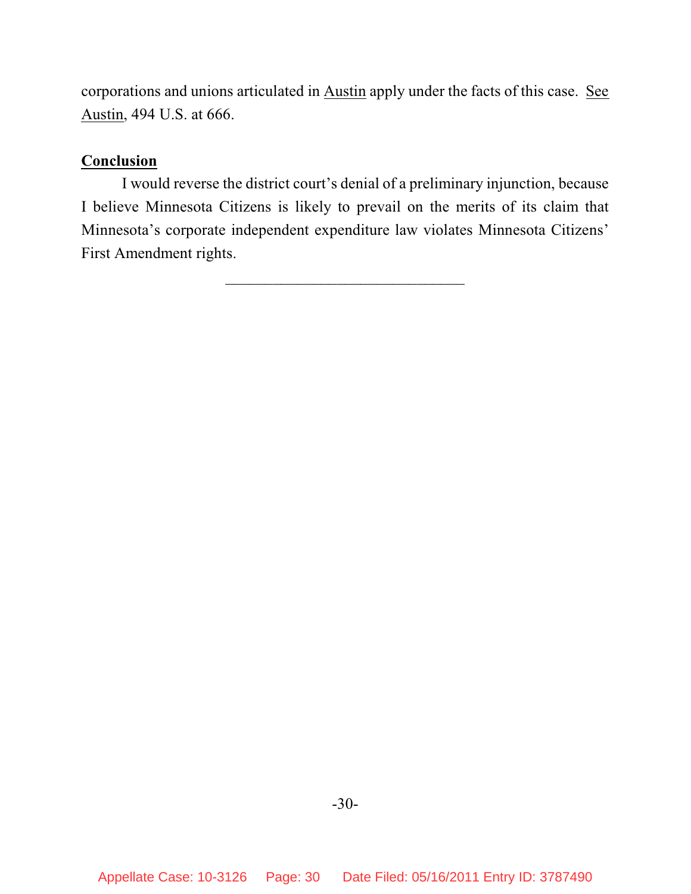corporations and unions articulated in Austin apply under the facts of this case. See Austin, 494 U.S. at 666.

**Conclusion**

I would reverse the district court's denial of a preliminary injunction, because I believe Minnesota Citizens is likely to prevail on the merits of its claim that Minnesota's corporate independent expenditure law violates Minnesota Citizens' First Amendment rights.

______________________________